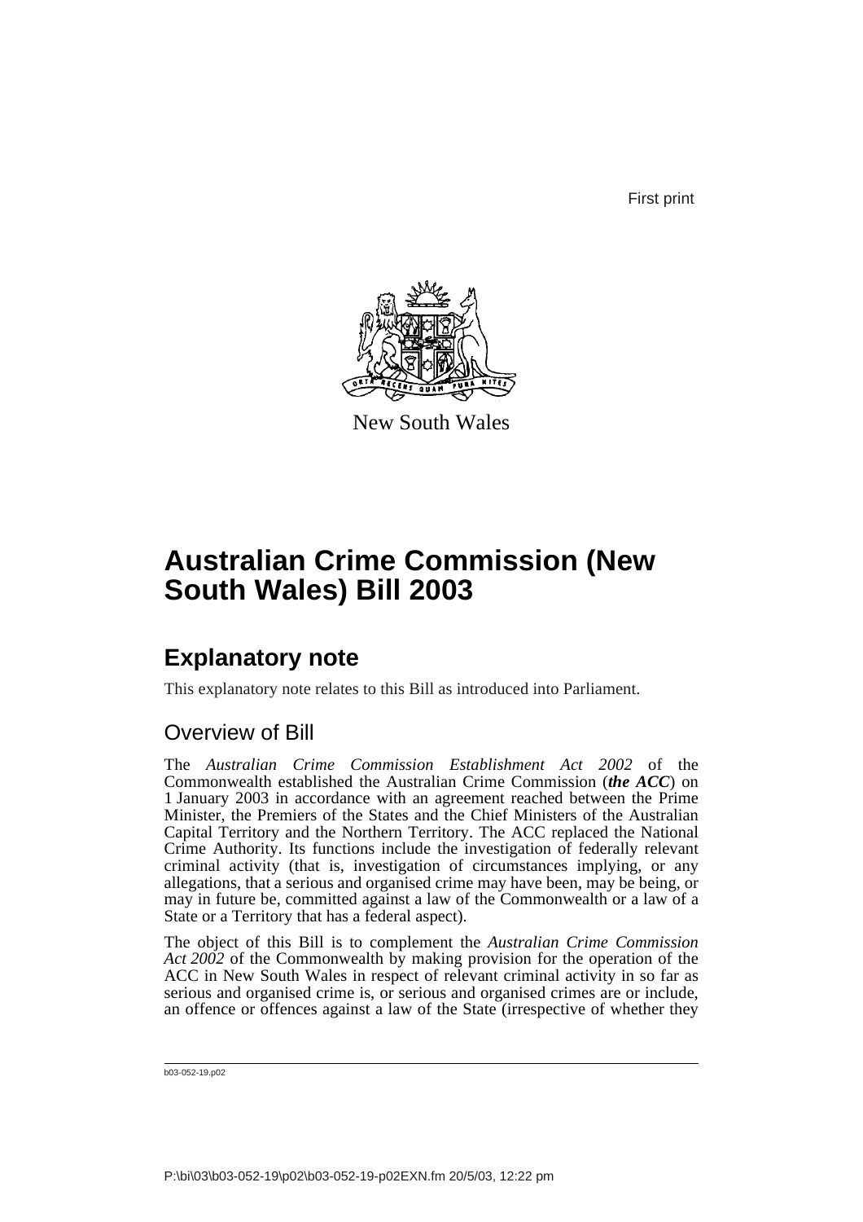First print

New South Wales

# Australian Crime Commission (New South Wales) Bill 2003

## Explanatory note

This explanatory note relates to this Bill as introduced into Parliament.

### Overview of Bill

The *Australian Crime Commission Establishment Act 2002* of the Commonwealth established the Australian Crime Commission (***the ACC***) on 1 January 2003 in accordance with an agreement reached between the Prime Minister, the Premiers of the States and the Chief Ministers of the Australian Capital Territory and the Northern Territory. The ACC replaced the National Crime Authority. Its functions include the investigation of federally relevant criminal activity (that is, investigation of circumstances implying, or any allegations, that a serious and organised crime may have been, may be being, or may in future be, committed against a law of the Commonwealth or a law of a State or a Territory that has a federal aspect).

The object of this Bill is to complement the *Australian Crime Commission Act 2002* of the Commonwealth by making provision for the operation of the ACC in New South Wales in respect of relevant criminal activity in so far as serious and organised crime is, or serious and organised crimes are or include, an offence or offences against a law of the State (irrespective of whether they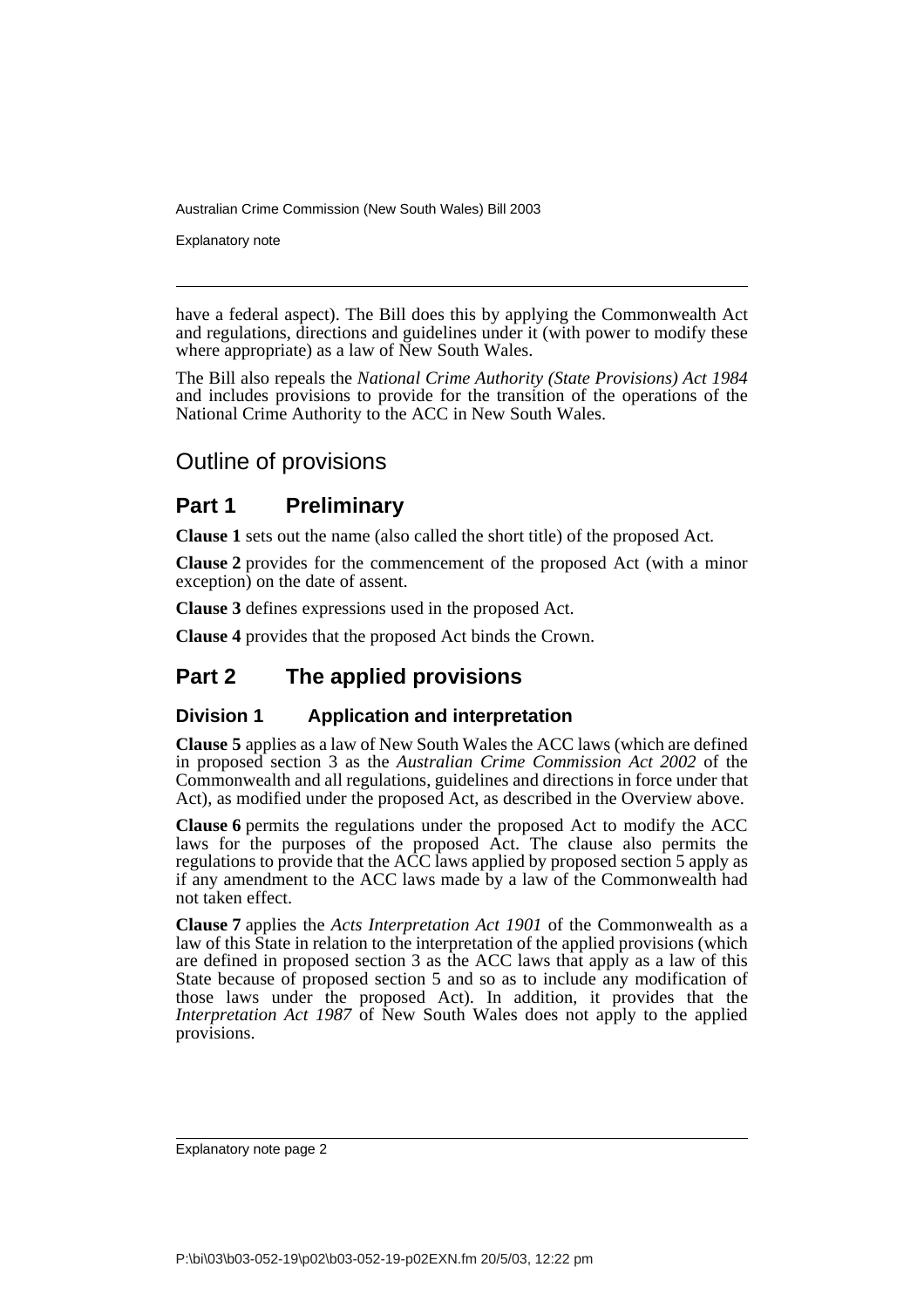have a federal aspect). The Bill does this by applying the Commonwealth Act and regulations, directions and guidelines under it (with power to modify these where appropriate) as a law of New South Wales.

The Bill also repeals the *National Crime Authority (State Provisions) Act 1984* and includes provisions to provide for the transition of the operations of the National Crime Authority to the ACC in New South Wales.

## Outline of provisions

## Part 1 Preliminary

**Clause 1** sets out the name (also called the short title) of the proposed Act.

**Clause 2** provides for the commencement of the proposed Act (with a minor exception) on the date of assent.

**Clause 3** defines expressions used in the proposed Act.

**Clause 4** provides that the proposed Act binds the Crown.

## Part 2 The applied provisions

### Division 1 Application and interpretation

**Clause 5** applies as a law of New South Wales the ACC laws (which are defined in proposed section 3 as the *Australian Crime Commission Act 2002* of the Commonwealth and all regulations, guidelines and directions in force under that Act), as modified under the proposed Act, as described in the Overview above.

**Clause 6** permits the regulations under the proposed Act to modify the ACC laws for the purposes of the proposed Act. The clause also permits the regulations to provide that the ACC laws applied by proposed section 5 apply as if any amendment to the ACC laws made by a law of the Commonwealth had not taken effect.

**Clause 7** applies the *Acts Interpretation Act 1901* of the Commonwealth as a law of this State in relation to the interpretation of the applied provisions (which are defined in proposed section 3 as the ACC laws that apply as a law of this State because of proposed section 5 and so as to include any modification of those laws under the proposed Act). In addition, it provides that the *Interpretation Act 1987* of New South Wales does not apply to the applied provisions.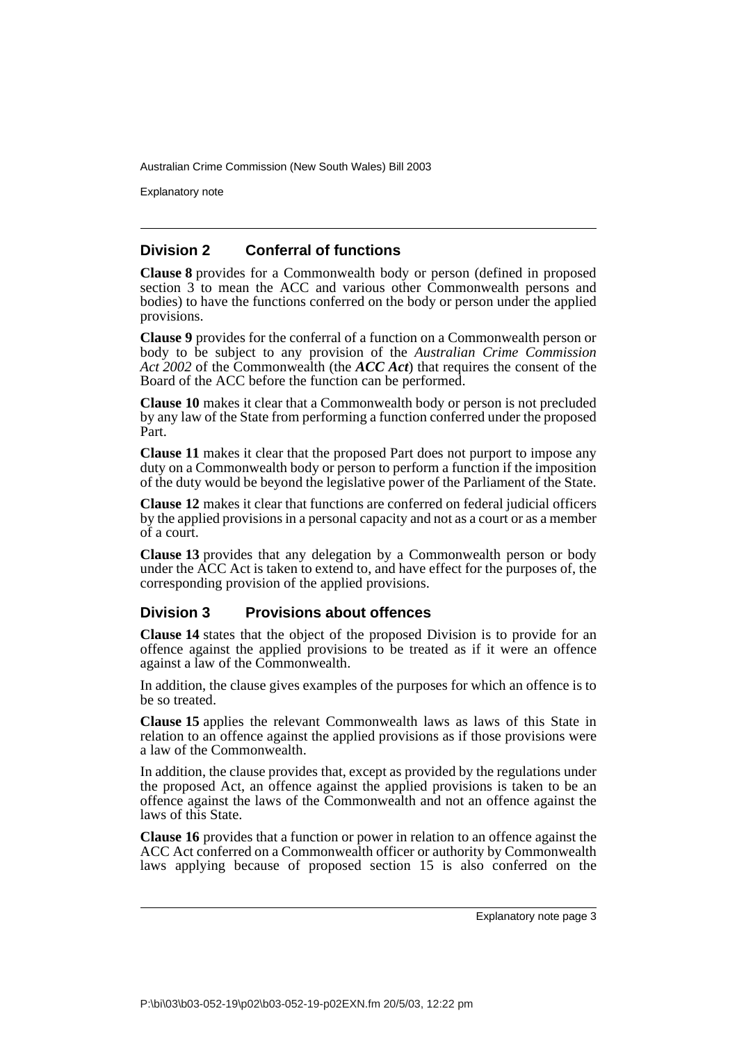## Division 2 Conferral of functions

**Clause 8** provides for a Commonwealth body or person (defined in proposed section 3 to mean the ACC and various other Commonwealth persons and bodies) to have the functions conferred on the body or person under the applied provisions.

**Clause 9** provides for the conferral of a function on a Commonwealth person or body to be subject to any provision of the *Australian Crime Commission Act 2002* of the Commonwealth (the ***ACC Act***) that requires the consent of the Board of the ACC before the function can be performed.

**Clause 10** makes it clear that a Commonwealth body or person is not precluded by any law of the State from performing a function conferred under the proposed Part.

**Clause 11** makes it clear that the proposed Part does not purport to impose any duty on a Commonwealth body or person to perform a function if the imposition of the duty would be beyond the legislative power of the Parliament of the State.

**Clause 12** makes it clear that functions are conferred on federal judicial officers by the applied provisions in a personal capacity and not as a court or as a member of a court.

**Clause 13** provides that any delegation by a Commonwealth person or body under the ACC Act is taken to extend to, and have effect for the purposes of, the corresponding provision of the applied provisions.

## Division 3 Provisions about offences

**Clause 14** states that the object of the proposed Division is to provide for an offence against the applied provisions to be treated as if it were an offence against a law of the Commonwealth.

In addition, the clause gives examples of the purposes for which an offence is to be so treated.

**Clause 15** applies the relevant Commonwealth laws as laws of this State in relation to an offence against the applied provisions as if those provisions were a law of the Commonwealth.

In addition, the clause provides that, except as provided by the regulations under the proposed Act, an offence against the applied provisions is taken to be an offence against the laws of the Commonwealth and not an offence against the laws of this State.

**Clause 16** provides that a function or power in relation to an offence against the ACC Act conferred on a Commonwealth officer or authority by Commonwealth laws applying because of proposed section 15 is also conferred on the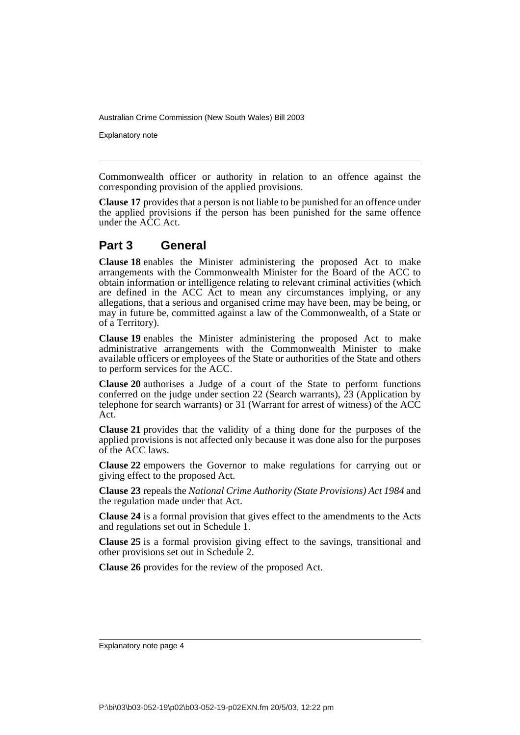Commonwealth officer or authority in relation to an offence against the corresponding provision of the applied provisions.

**Clause 17** provides that a person is not liable to be punished for an offence under the applied provisions if the person has been punished for the same offence under the ACC Act.

## Part 3 General

**Clause 18** enables the Minister administering the proposed Act to make arrangements with the Commonwealth Minister for the Board of the ACC to obtain information or intelligence relating to relevant criminal activities (which are defined in the ACC Act to mean any circumstances implying, or any allegations, that a serious and organised crime may have been, may be being, or may in future be, committed against a law of the Commonwealth, of a State or of a Territory).

**Clause 19** enables the Minister administering the proposed Act to make administrative arrangements with the Commonwealth Minister to make available officers or employees of the State or authorities of the State and others to perform services for the ACC.

**Clause 20** authorises a Judge of a court of the State to perform functions conferred on the judge under section 22 (Search warrants), 23 (Application by telephone for search warrants) or 31 (Warrant for arrest of witness) of the ACC Act.

**Clause 21** provides that the validity of a thing done for the purposes of the applied provisions is not affected only because it was done also for the purposes of the ACC laws.

**Clause 22** empowers the Governor to make regulations for carrying out or giving effect to the proposed Act.

**Clause 23** repeals the *National Crime Authority (State Provisions) Act 1984* and the regulation made under that Act.

**Clause 24** is a formal provision that gives effect to the amendments to the Acts and regulations set out in Schedule 1.

**Clause 25** is a formal provision giving effect to the savings, transitional and other provisions set out in Schedule 2.

**Clause 26** provides for the review of the proposed Act.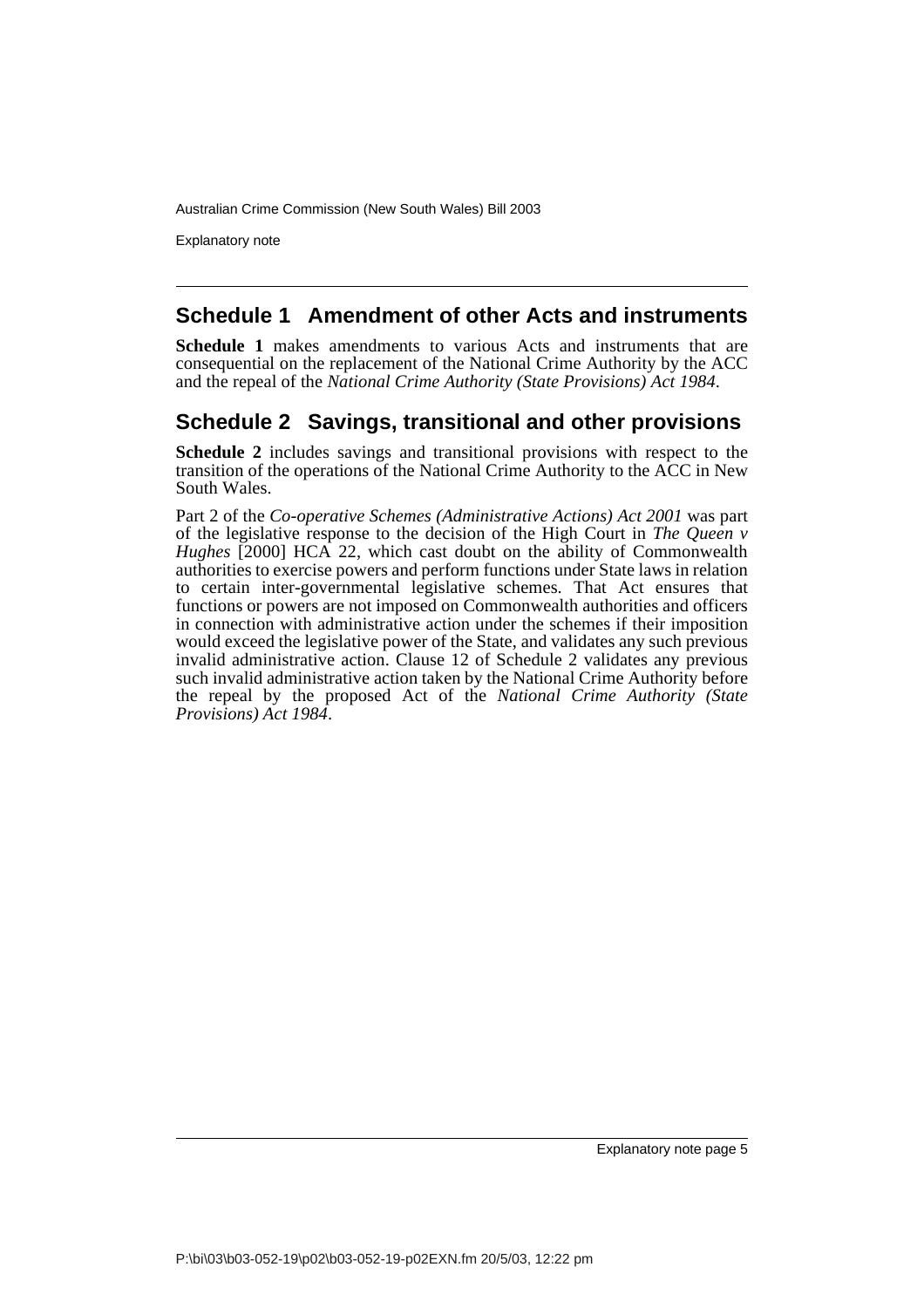## Schedule 1 Amendment of other Acts and instruments

**Schedule 1** makes amendments to various Acts and instruments that are consequential on the replacement of the National Crime Authority by the ACC and the repeal of the *National Crime Authority (State Provisions) Act 1984*.

## Schedule 2 Savings, transitional and other provisions

**Schedule 2** includes savings and transitional provisions with respect to the transition of the operations of the National Crime Authority to the ACC in New South Wales.

Part 2 of the *Co-operative Schemes (Administrative Actions) Act 2001* was part of the legislative response to the decision of the High Court in *The Queen v Hughes* [2000] HCA 22, which cast doubt on the ability of Commonwealth authorities to exercise powers and perform functions under State laws in relation to certain inter-governmental legislative schemes. That Act ensures that functions or powers are not imposed on Commonwealth authorities and officers in connection with administrative action under the schemes if their imposition would exceed the legislative power of the State, and validates any such previous invalid administrative action. Clause 12 of Schedule 2 validates any previous such invalid administrative action taken by the National Crime Authority before the repeal by the proposed Act of the *National Crime Authority (State Provisions) Act 1984*.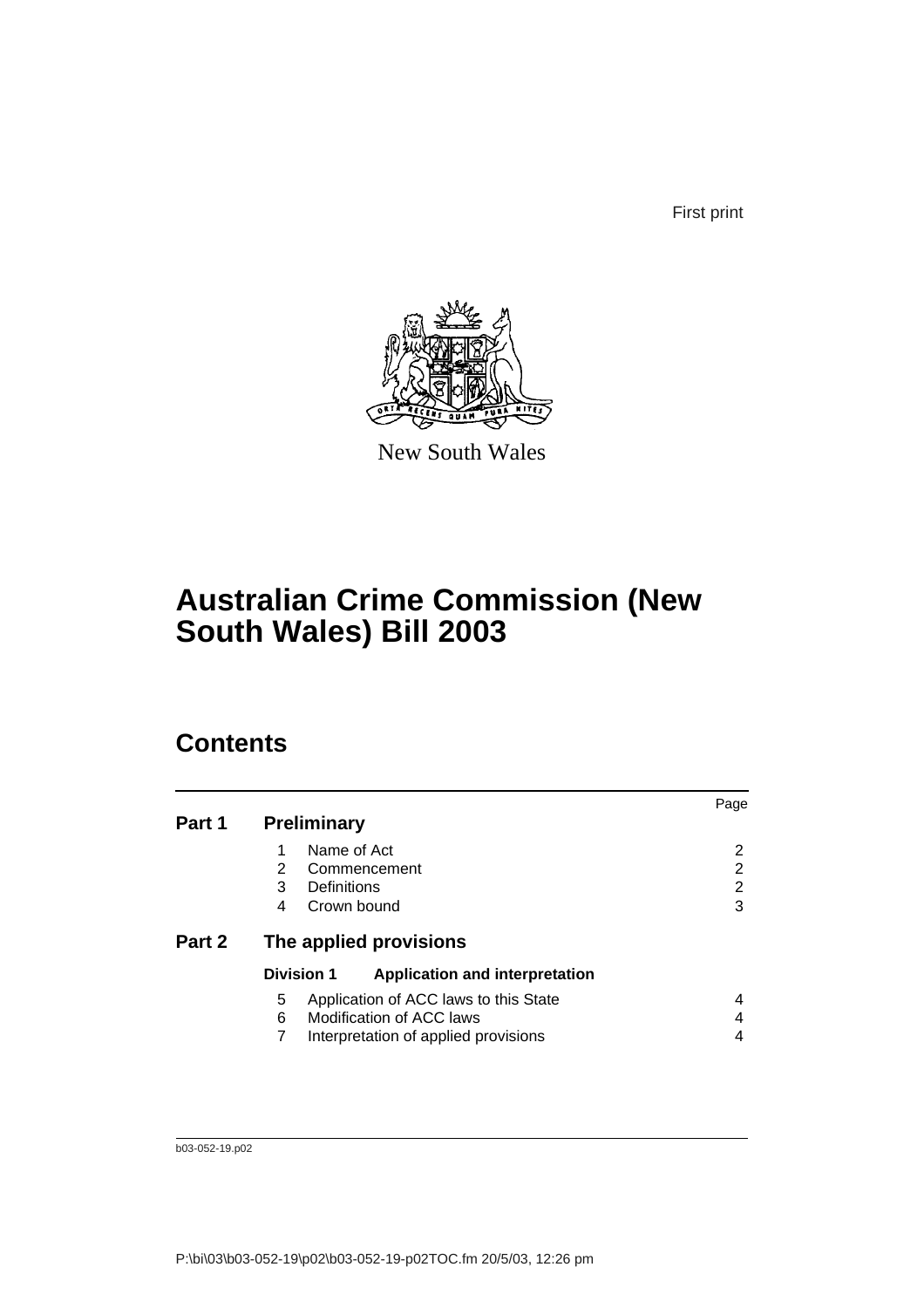First print

New South Wales

# Australian Crime Commission (New South Wales) Bill 2003

## Contents

| | | Page |
|---|---|---|
| **Part 1** | **Preliminary** | |
| | 1 Name of Act | 2 |
| | 2 Commencement | 2 |
| | 3 Definitions | 2 |
| | 4 Crown bound | 3 |
| **Part 2** | **The applied provisions** | |
| | **Division 1 Application and interpretation** | |
| | 5 Application of ACC laws to this State | 4 |
| | 6 Modification of ACC laws | 4 |
| | 7 Interpretation of applied provisions | 4 |

b03-052-19.p02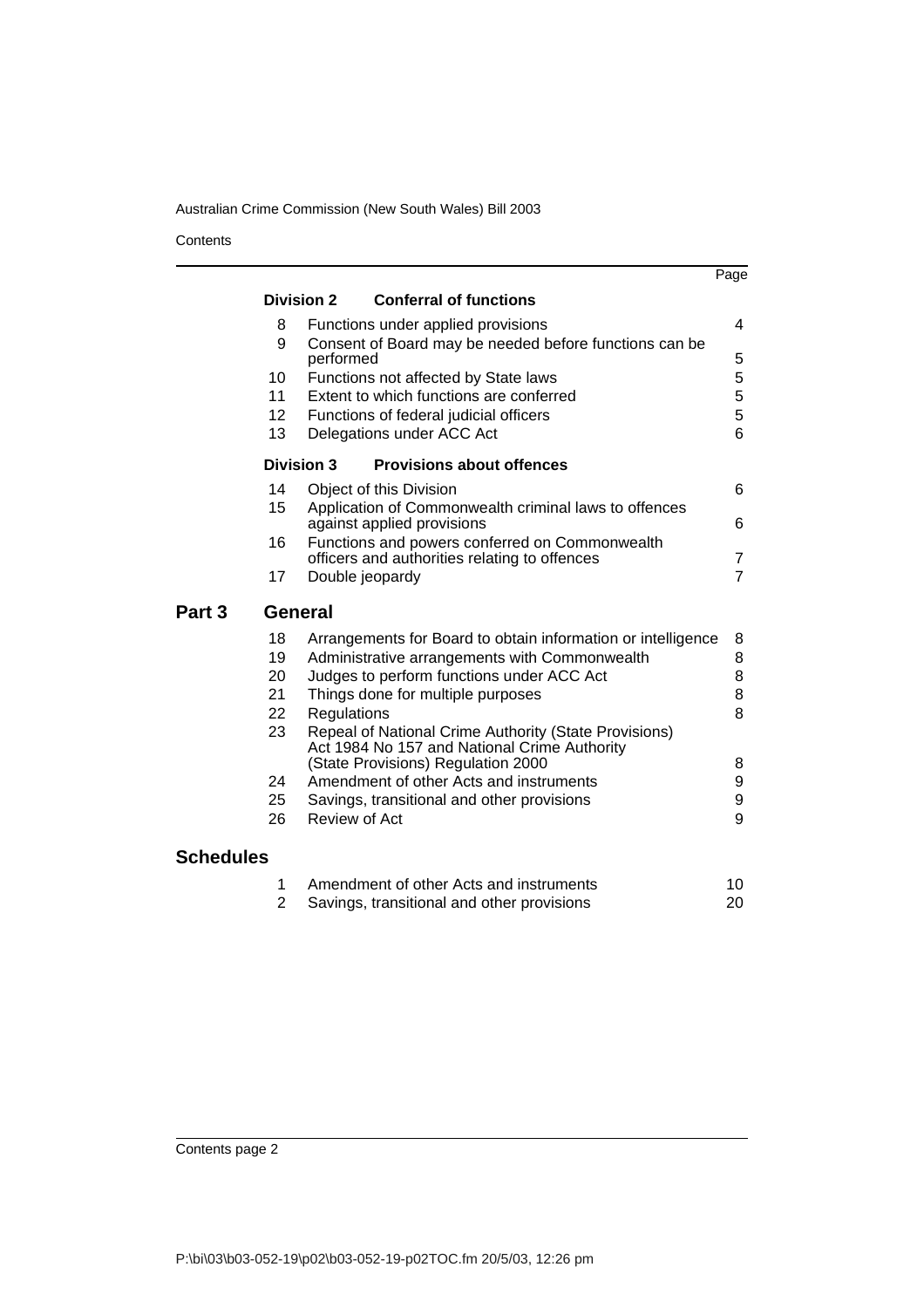| | | | Page |
|---|---|---|---|
| | **Division 2** | **Conferral of functions** | |
| | 8 | Functions under applied provisions | 4 |
| | 9 | Consent of Board may be needed before functions can be performed | 5 |
| | 10 | Functions not affected by State laws | 5 |
| | 11 | Extent to which functions are conferred | 5 |
| | 12 | Functions of federal judicial officers | 5 |
| | 13 | Delegations under ACC Act | 6 |
| | **Division 3** | **Provisions about offences** | |
| | 14 | Object of this Division | 6 |
| | 15 | Application of Commonwealth criminal laws to offences against applied provisions | 6 |
| | 16 | Functions and powers conferred on Commonwealth officers and authorities relating to offences | 7 |
| | 17 | Double jeopardy | 7 |
| **Part 3** | **General** | | |
| | 18 | Arrangements for Board to obtain information or intelligence | 8 |
| | 19 | Administrative arrangements with Commonwealth | 8 |
| | 20 | Judges to perform functions under ACC Act | 8 |
| | 21 | Things done for multiple purposes | 8 |
| | 22 | Regulations | 8 |
| | 23 | Repeal of National Crime Authority (State Provisions) Act 1984 No 157 and National Crime Authority (State Provisions) Regulation 2000 | 8 |
| | 24 | Amendment of other Acts and instruments | 9 |
| | 25 | Savings, transitional and other provisions | 9 |
| | 26 | Review of Act | 9 |
| **Schedules** | | | |
| | 1 | Amendment of other Acts and instruments | 10 |
| | 2 | Savings, transitional and other provisions | 20 |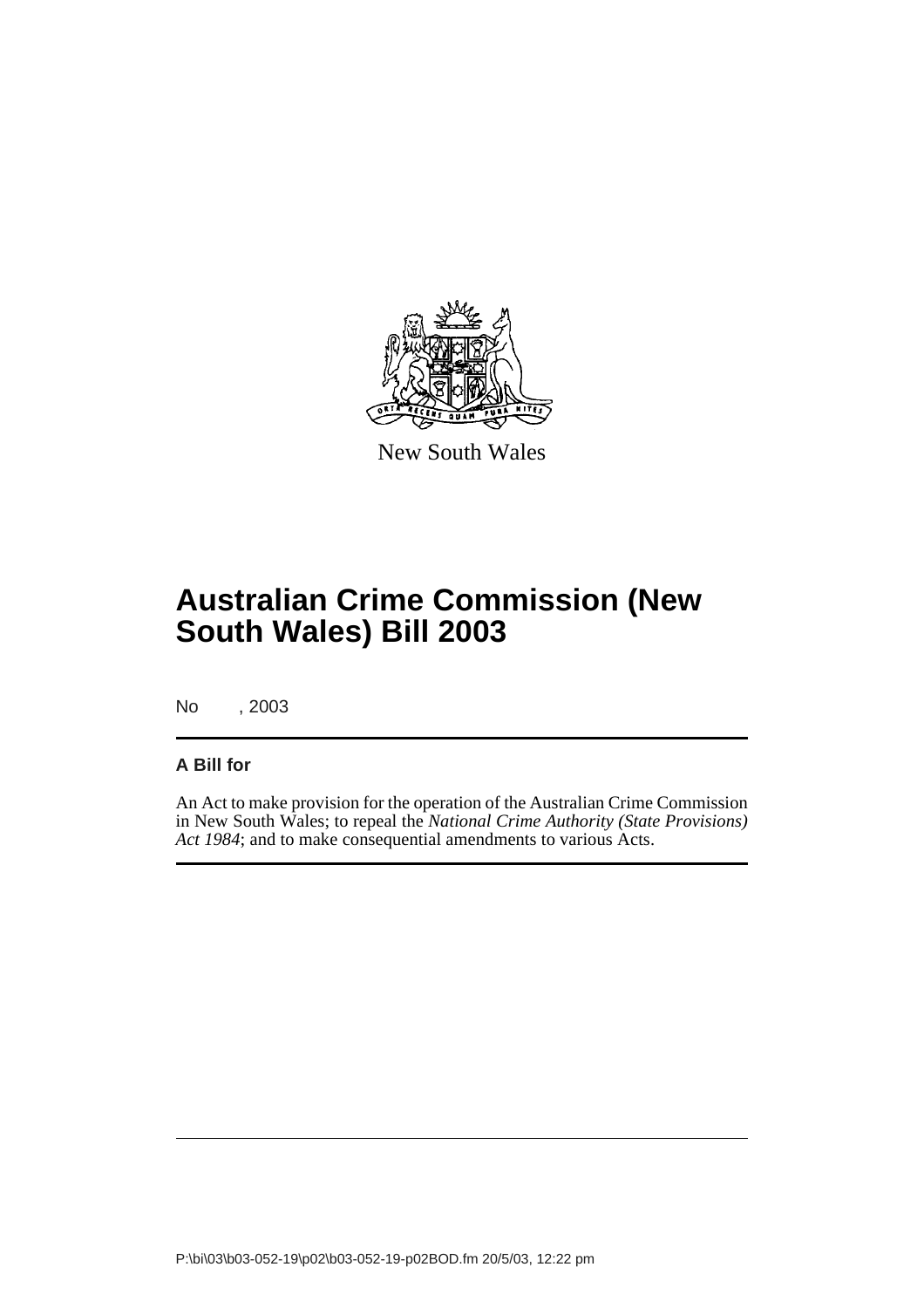New South Wales

# Australian Crime Commission (New South Wales) Bill 2003

No , 2003

**A Bill for**

An Act to make provision for the operation of the Australian Crime Commission in New South Wales; to repeal the *National Crime Authority (State Provisions) Act 1984*; and to make consequential amendments to various Acts.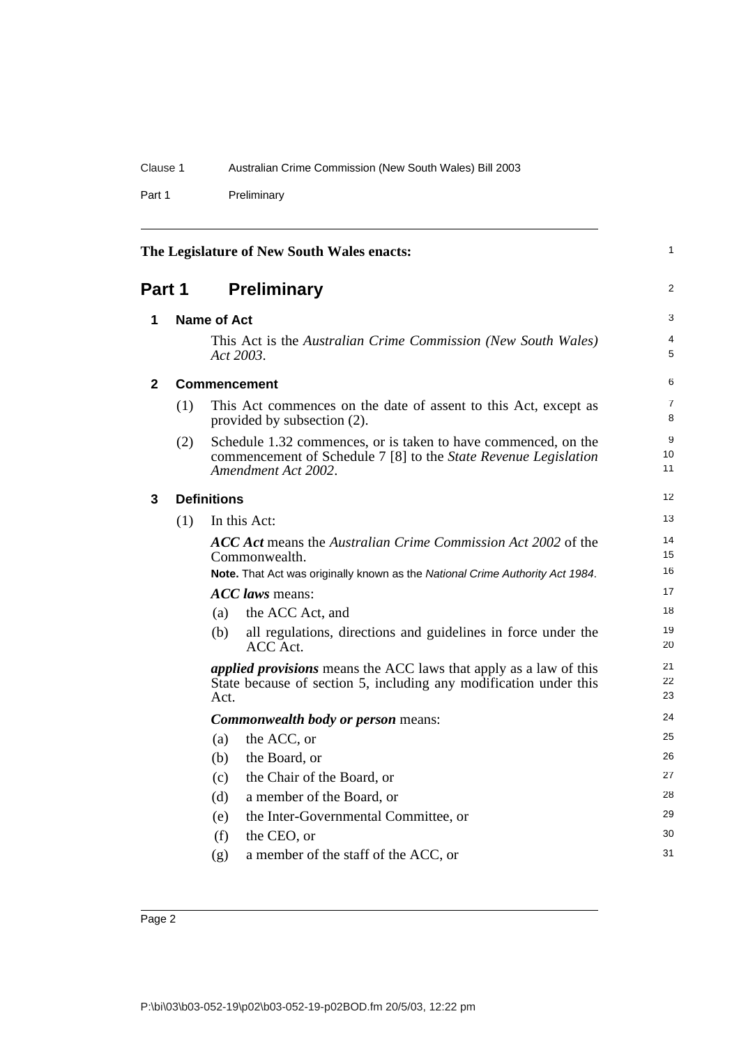**The Legislature of New South Wales enacts:**

## Part 1 Preliminary

### 1 Name of Act

This Act is the *Australian Crime Commission (New South Wales) Act 2003*.

### 2 Commencement

(1) This Act commences on the date of assent to this Act, except as provided by subsection (2).

(2) Schedule 1.32 commences, or is taken to have commenced, on the commencement of Schedule 7 [8] to the *State Revenue Legislation Amendment Act 2002*.

### 3 Definitions

(1) In this Act:

***ACC Act*** means the *Australian Crime Commission Act 2002* of the Commonwealth.

**Note.** That Act was originally known as the *National Crime Authority Act 1984*.

***ACC laws*** means:

(a) the ACC Act, and

(b) all regulations, directions and guidelines in force under the ACC Act.

***applied provisions*** means the ACC laws that apply as a law of this State because of section 5, including any modification under this Act.

***Commonwealth body or person*** means:

(a) the ACC, or

(b) the Board, or

(c) the Chair of the Board, or

(d) a member of the Board, or

(e) the Inter-Governmental Committee, or

(f) the CEO, or

(g) a member of the staff of the ACC, or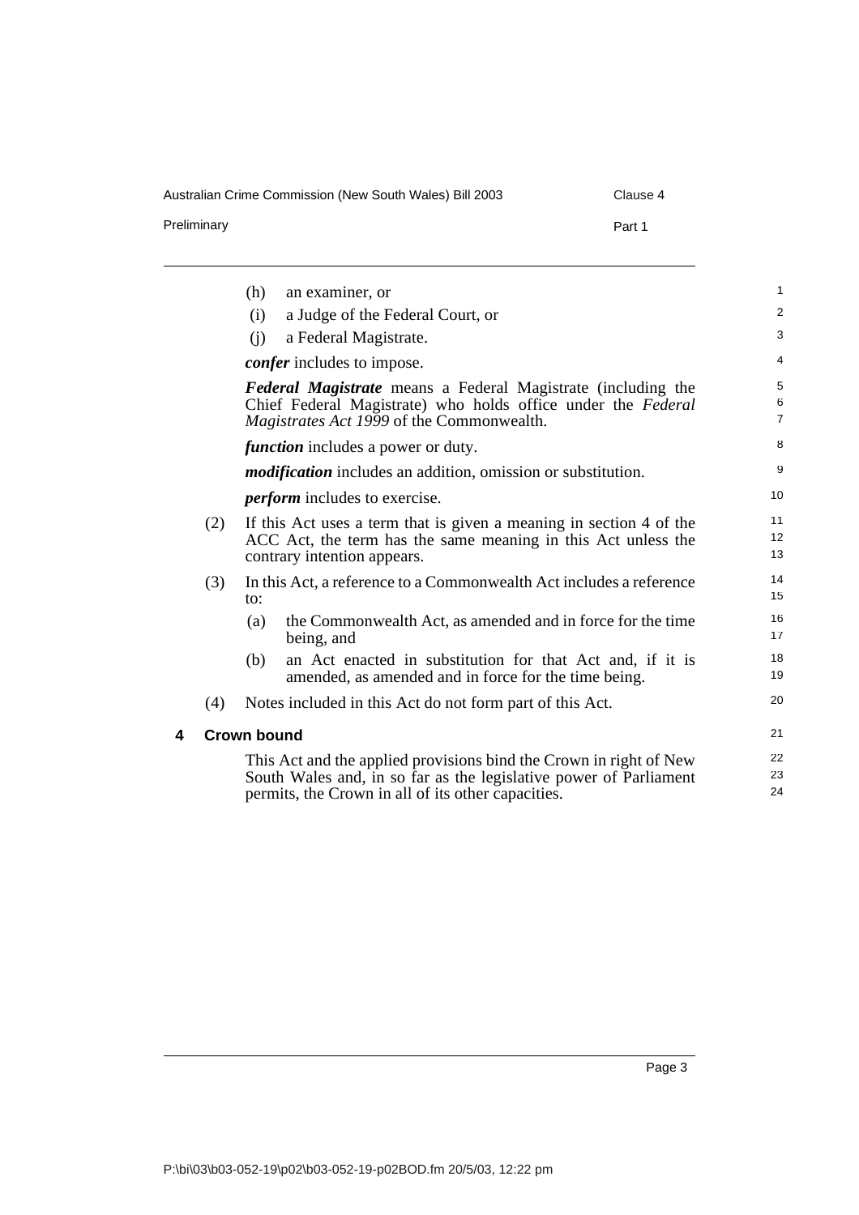(h) an examiner, or

(i) a Judge of the Federal Court, or

(j) a Federal Magistrate.

***confer*** includes to impose.

***Federal Magistrate*** means a Federal Magistrate (including the Chief Federal Magistrate) who holds office under the *Federal Magistrates Act 1999* of the Commonwealth.

***function*** includes a power or duty.

***modification*** includes an addition, omission or substitution.

***perform*** includes to exercise.

(2) If this Act uses a term that is given a meaning in section 4 of the ACC Act, the term has the same meaning in this Act unless the contrary intention appears.

(3) In this Act, a reference to a Commonwealth Act includes a reference to:

(a) the Commonwealth Act, as amended and in force for the time being, and

(b) an Act enacted in substitution for that Act and, if it is amended, as amended and in force for the time being.

(4) Notes included in this Act do not form part of this Act.

## 4 Crown bound

This Act and the applied provisions bind the Crown in right of New South Wales and, in so far as the legislative power of Parliament permits, the Crown in all of its other capacities.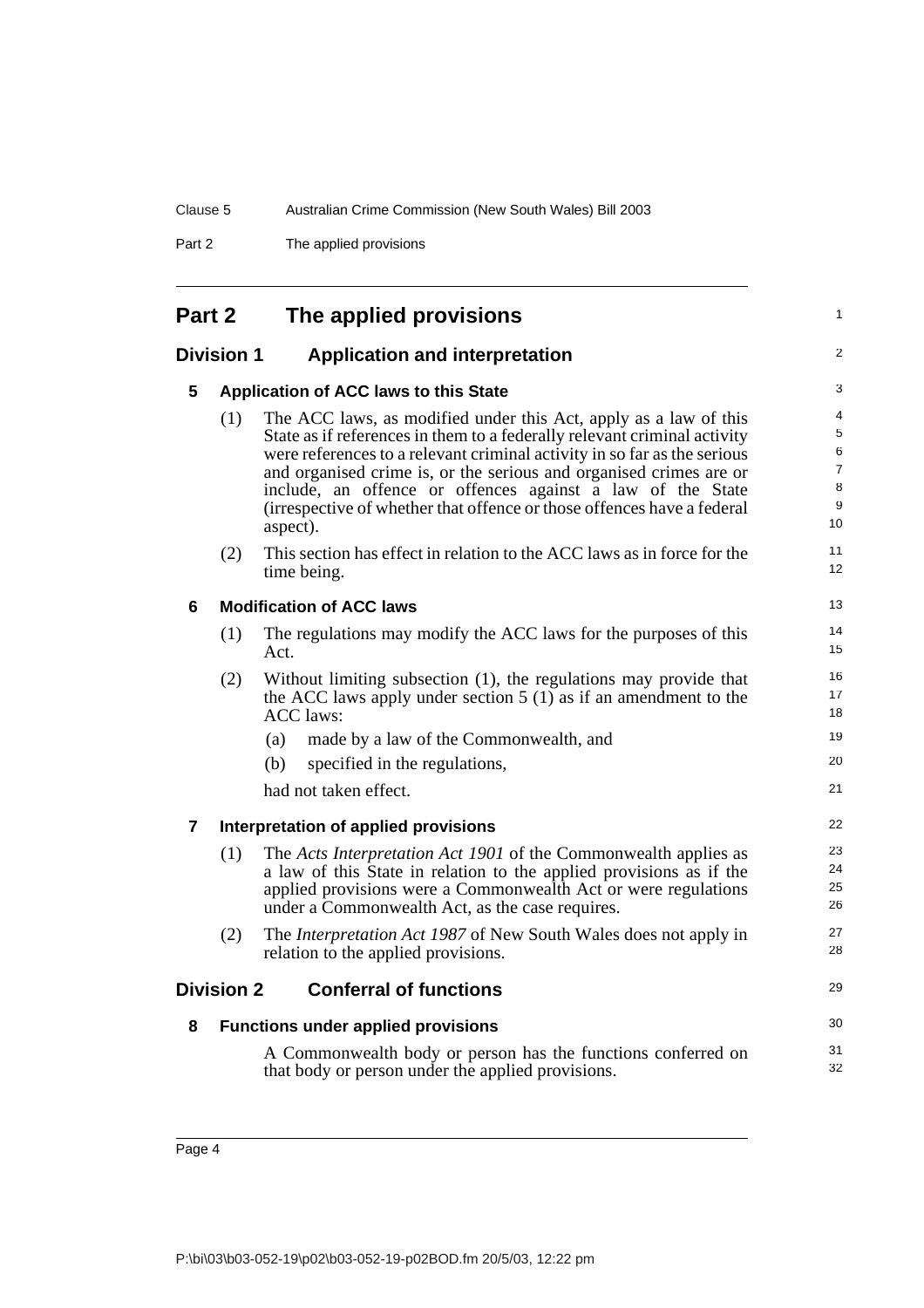## Part 2 The applied provisions

### Division 1 Application and interpretation

#### 5 Application of ACC laws to this State

(1) The ACC laws, as modified under this Act, apply as a law of this State as if references in them to a federally relevant criminal activity were references to a relevant criminal activity in so far as the serious and organised crime is, or the serious and organised crimes are or include, an offence or offences against a law of the State (irrespective of whether that offence or those offences have a federal aspect).

(2) This section has effect in relation to the ACC laws as in force for the time being.

#### 6 Modification of ACC laws

(1) The regulations may modify the ACC laws for the purposes of this Act.

(2) Without limiting subsection (1), the regulations may provide that the ACC laws apply under section 5 (1) as if an amendment to the ACC laws:

(a) made by a law of the Commonwealth, and

(b) specified in the regulations,

had not taken effect.

#### 7 Interpretation of applied provisions

(1) The *Acts Interpretation Act 1901* of the Commonwealth applies as a law of this State in relation to the applied provisions as if the applied provisions were a Commonwealth Act or were regulations under a Commonwealth Act, as the case requires.

(2) The *Interpretation Act 1987* of New South Wales does not apply in relation to the applied provisions.

### Division 2 Conferral of functions

#### 8 Functions under applied provisions

A Commonwealth body or person has the functions conferred on that body or person under the applied provisions.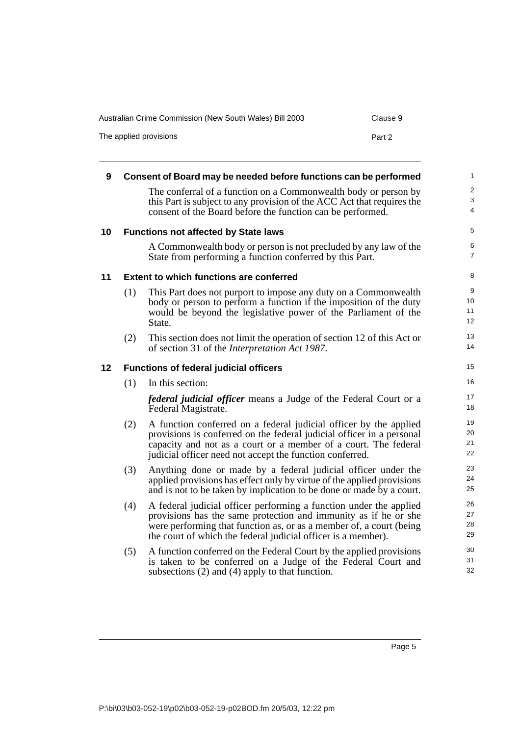## 9 Consent of Board may be needed before functions can be performed

The conferral of a function on a Commonwealth body or person by this Part is subject to any provision of the ACC Act that requires the consent of the Board before the function can be performed.

## 10 Functions not affected by State laws

A Commonwealth body or person is not precluded by any law of the State from performing a function conferred by this Part.

## 11 Extent to which functions are conferred

(1) This Part does not purport to impose any duty on a Commonwealth body or person to perform a function if the imposition of the duty would be beyond the legislative power of the Parliament of the State.

(2) This section does not limit the operation of section 12 of this Act or of section 31 of the *Interpretation Act 1987*.

## 12 Functions of federal judicial officers

(1) In this section:

***federal judicial officer*** means a Judge of the Federal Court or a Federal Magistrate.

(2) A function conferred on a federal judicial officer by the applied provisions is conferred on the federal judicial officer in a personal capacity and not as a court or a member of a court. The federal judicial officer need not accept the function conferred.

(3) Anything done or made by a federal judicial officer under the applied provisions has effect only by virtue of the applied provisions and is not to be taken by implication to be done or made by a court.

(4) A federal judicial officer performing a function under the applied provisions has the same protection and immunity as if he or she were performing that function as, or as a member of, a court (being the court of which the federal judicial officer is a member).

(5) A function conferred on the Federal Court by the applied provisions is taken to be conferred on a Judge of the Federal Court and subsections (2) and (4) apply to that function.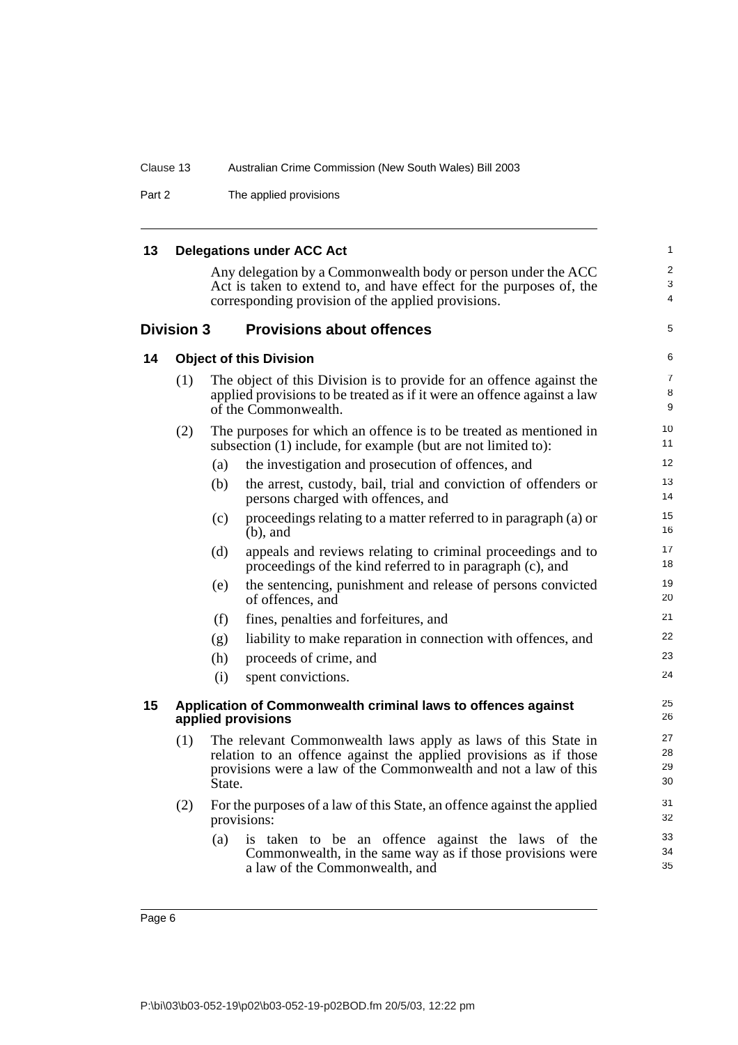## 13 Delegations under ACC Act

Any delegation by a Commonwealth body or person under the ACC Act is taken to extend to, and have effect for the purposes of, the corresponding provision of the applied provisions.

# Division 3 Provisions about offences

## 14 Object of this Division

(1) The object of this Division is to provide for an offence against the applied provisions to be treated as if it were an offence against a law of the Commonwealth.

(2) The purposes for which an offence is to be treated as mentioned in subsection (1) include, for example (but are not limited to):

- (a) the investigation and prosecution of offences, and
- (b) the arrest, custody, bail, trial and conviction of offenders or persons charged with offences, and
- (c) proceedings relating to a matter referred to in paragraph (a) or (b), and
- (d) appeals and reviews relating to criminal proceedings and to proceedings of the kind referred to in paragraph (c), and
- (e) the sentencing, punishment and release of persons convicted of offences, and
- (f) fines, penalties and forfeitures, and
- (g) liability to make reparation in connection with offences, and
- (h) proceeds of crime, and
- (i) spent convictions.

## 15 Application of Commonwealth criminal laws to offences against applied provisions

(1) The relevant Commonwealth laws apply as laws of this State in relation to an offence against the applied provisions as if those provisions were a law of the Commonwealth and not a law of this State.

(2) For the purposes of a law of this State, an offence against the applied provisions:

- (a) is taken to be an offence against the laws of the Commonwealth, in the same way as if those provisions were a law of the Commonwealth, and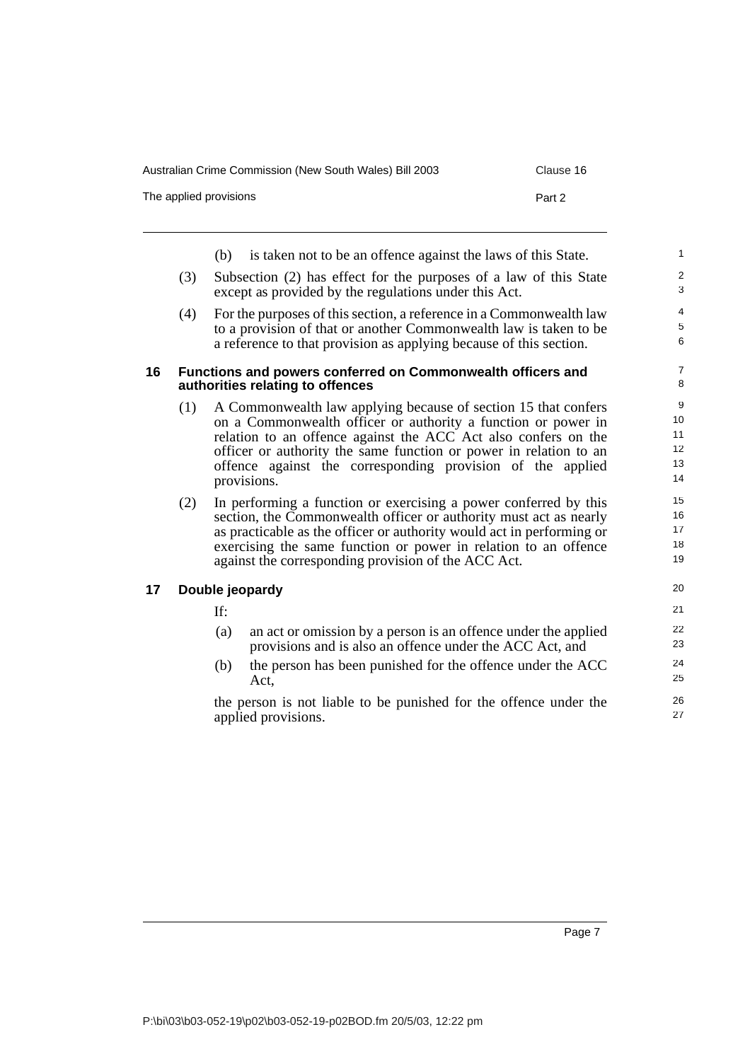(b) is taken not to be an offence against the laws of this State.

(3) Subsection (2) has effect for the purposes of a law of this State except as provided by the regulations under this Act.

(4) For the purposes of this section, a reference in a Commonwealth law to a provision of that or another Commonwealth law is taken to be a reference to that provision as applying because of this section.

### 16 Functions and powers conferred on Commonwealth officers and authorities relating to offences

(1) A Commonwealth law applying because of section 15 that confers on a Commonwealth officer or authority a function or power in relation to an offence against the ACC Act also confers on the officer or authority the same function or power in relation to an offence against the corresponding provision of the applied provisions.

(2) In performing a function or exercising a power conferred by this section, the Commonwealth officer or authority must act as nearly as practicable as the officer or authority would act in performing or exercising the same function or power in relation to an offence against the corresponding provision of the ACC Act.

### 17 Double jeopardy

If:

(a) an act or omission by a person is an offence under the applied provisions and is also an offence under the ACC Act, and

(b) the person has been punished for the offence under the ACC Act,

the person is not liable to be punished for the offence under the applied provisions.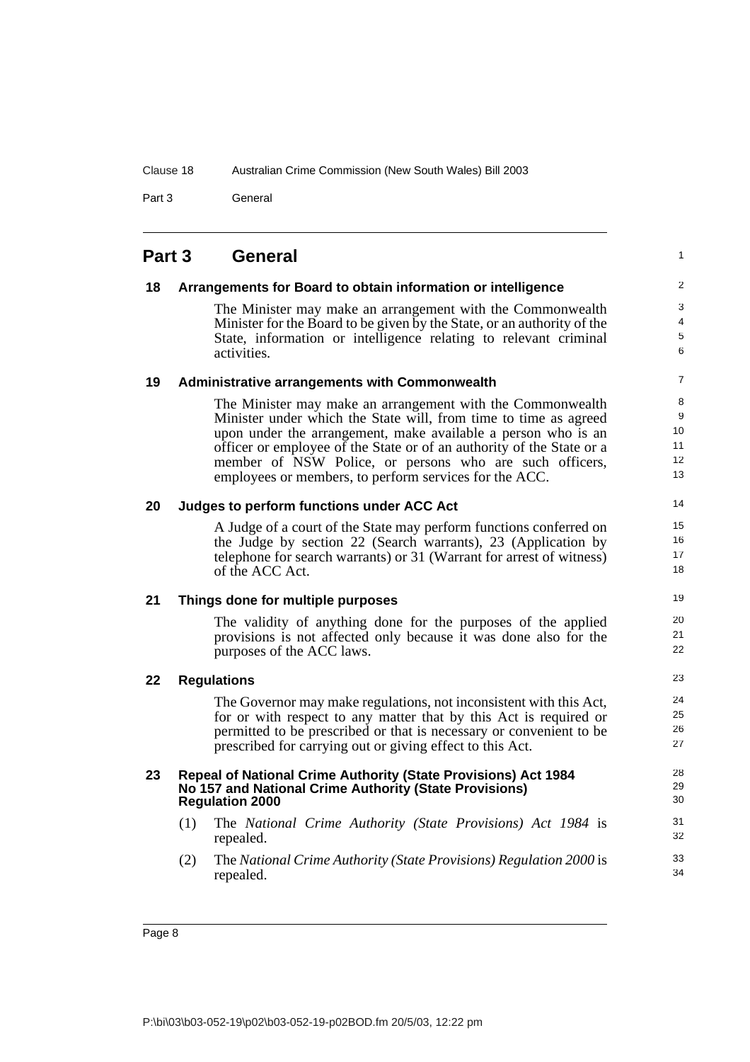# Part 3 General

## 18 Arrangements for Board to obtain information or intelligence

The Minister may make an arrangement with the Commonwealth Minister for the Board to be given by the State, or an authority of the State, information or intelligence relating to relevant criminal activities.

## 19 Administrative arrangements with Commonwealth

The Minister may make an arrangement with the Commonwealth Minister under which the State will, from time to time as agreed upon under the arrangement, make available a person who is an officer or employee of the State or of an authority of the State or a member of NSW Police, or persons who are such officers, employees or members, to perform services for the ACC.

## 20 Judges to perform functions under ACC Act

A Judge of a court of the State may perform functions conferred on the Judge by section 22 (Search warrants), 23 (Application by telephone for search warrants) or 31 (Warrant for arrest of witness) of the ACC Act.

## 21 Things done for multiple purposes

The validity of anything done for the purposes of the applied provisions is not affected only because it was done also for the purposes of the ACC laws.

## 22 Regulations

The Governor may make regulations, not inconsistent with this Act, for or with respect to any matter that by this Act is required or permitted to be prescribed or that is necessary or convenient to be prescribed for carrying out or giving effect to this Act.

## 23 Repeal of National Crime Authority (State Provisions) Act 1984 No 157 and National Crime Authority (State Provisions) Regulation 2000

(1) The *National Crime Authority (State Provisions) Act 1984* is repealed.

(2) The *National Crime Authority (State Provisions) Regulation 2000* is repealed.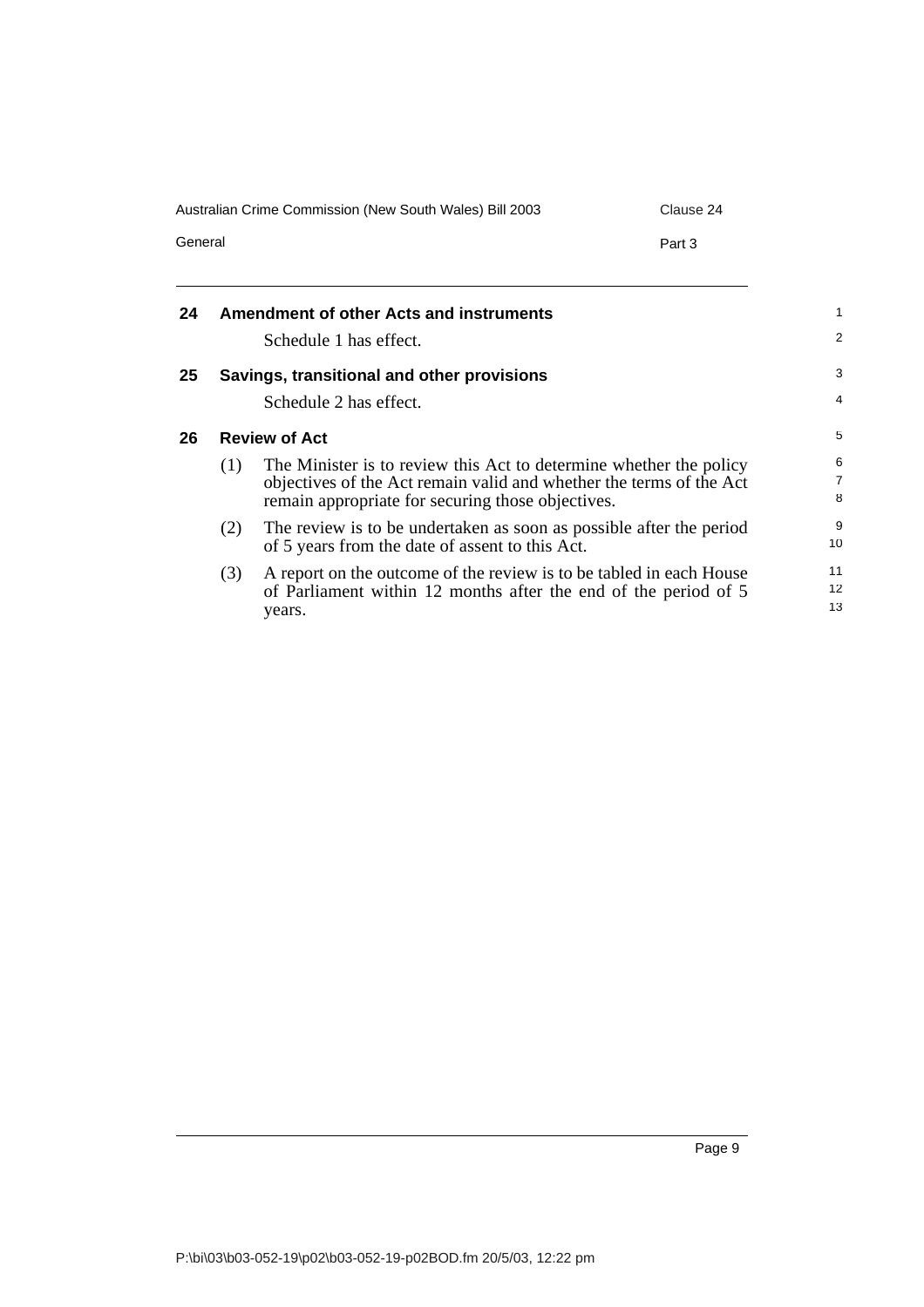## 24 Amendment of other Acts and instruments

Schedule 1 has effect.

## 25 Savings, transitional and other provisions

Schedule 2 has effect.

## 26 Review of Act

(1) The Minister is to review this Act to determine whether the policy objectives of the Act remain valid and whether the terms of the Act remain appropriate for securing those objectives.

(2) The review is to be undertaken as soon as possible after the period of 5 years from the date of assent to this Act.

(3) A report on the outcome of the review is to be tabled in each House of Parliament within 12 months after the end of the period of 5 years.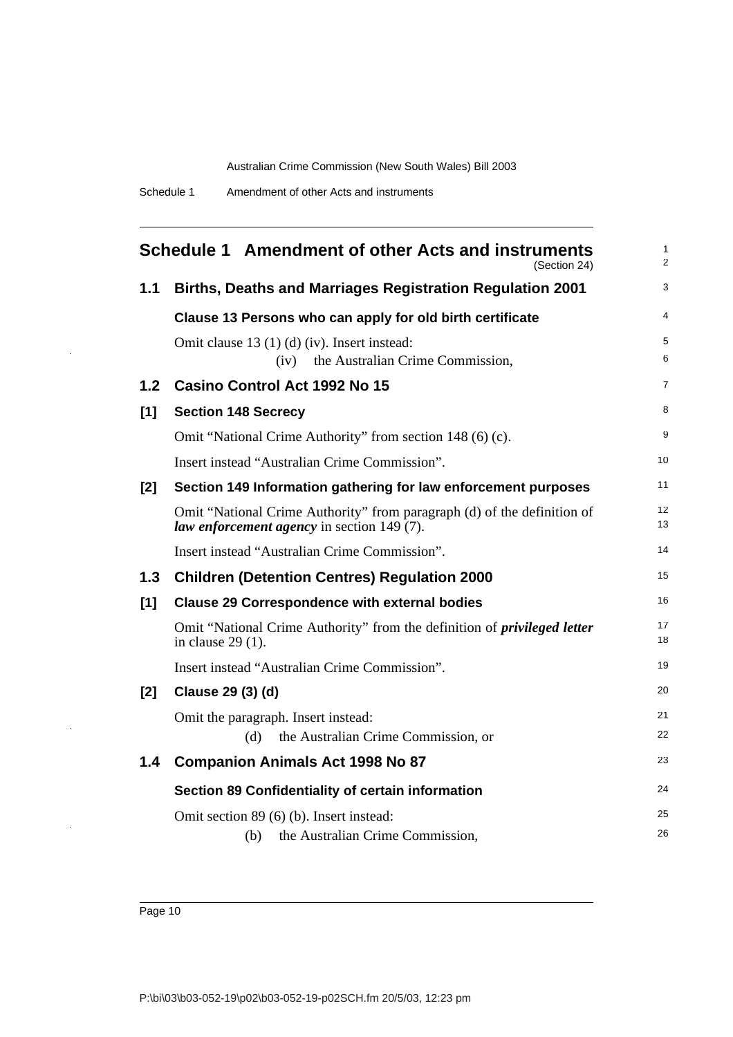## Schedule 1 Amendment of other Acts and instruments

(Section 24)

### 1.1 Births, Deaths and Marriages Registration Regulation 2001

**Clause 13 Persons who can apply for old birth certificate**

Omit clause 13 (1) (d) (iv). Insert instead:

(iv) the Australian Crime Commission,

### 1.2 Casino Control Act 1992 No 15

**[1] Section 148 Secrecy**

Omit "National Crime Authority" from section 148 (6) (c).

Insert instead "Australian Crime Commission".

**[2] Section 149 Information gathering for law enforcement purposes**

Omit "National Crime Authority" from paragraph (d) of the definition of ***law enforcement agency*** in section 149 (7).

Insert instead "Australian Crime Commission".

### 1.3 Children (Detention Centres) Regulation 2000

**[1] Clause 29 Correspondence with external bodies**

Omit "National Crime Authority" from the definition of ***privileged letter*** in clause 29 (1).

Insert instead "Australian Crime Commission".

**[2] Clause 29 (3) (d)**

Omit the paragraph. Insert instead:

(d) the Australian Crime Commission, or

### 1.4 Companion Animals Act 1998 No 87

**Section 89 Confidentiality of certain information**

Omit section 89 (6) (b). Insert instead:

(b) the Australian Crime Commission,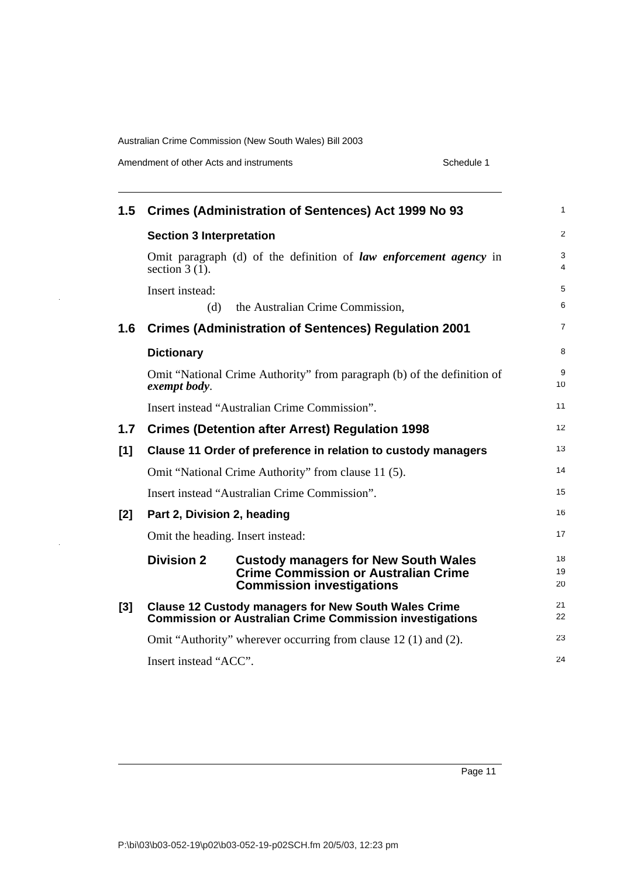## 1.5 Crimes (Administration of Sentences) Act 1999 No 93

### Section 3 Interpretation

Omit paragraph (d) of the definition of ***law enforcement agency*** in section 3 (1).

Insert instead:

(d) the Australian Crime Commission,

## 1.6 Crimes (Administration of Sentences) Regulation 2001

### Dictionary

Omit "National Crime Authority" from paragraph (b) of the definition of ***exempt body***.

Insert instead "Australian Crime Commission".

## 1.7 Crimes (Detention after Arrest) Regulation 1998

### [1] Clause 11 Order of preference in relation to custody managers

Omit "National Crime Authority" from clause 11 (5).

Insert instead "Australian Crime Commission".

### [2] Part 2, Division 2, heading

Omit the heading. Insert instead:

**Division 2 Custody managers for New South Wales Crime Commission or Australian Crime Commission investigations**

### [3] Clause 12 Custody managers for New South Wales Crime Commission or Australian Crime Commission investigations

Omit "Authority" wherever occurring from clause 12 (1) and (2).

Insert instead "ACC".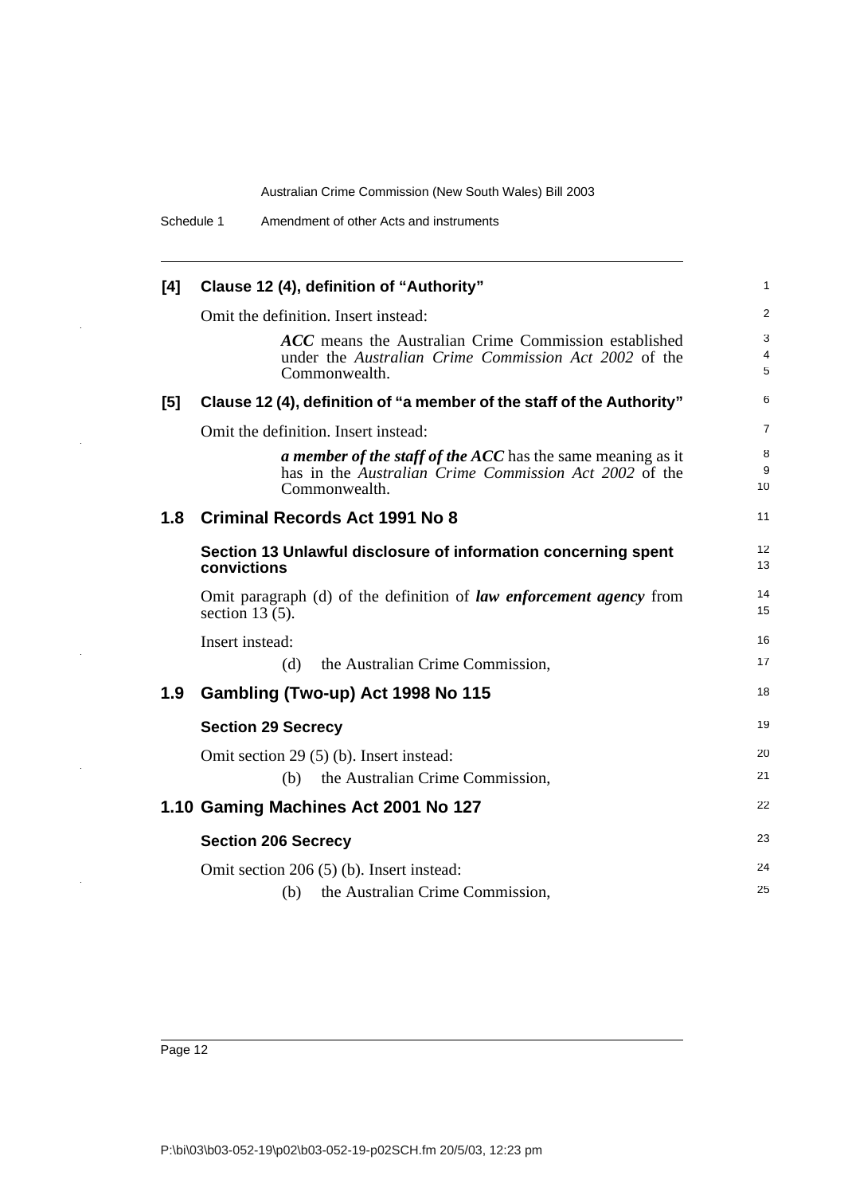### [4] Clause 12 (4), definition of "Authority"

Omit the definition. Insert instead:

> ***ACC*** means the Australian Crime Commission established under the *Australian Crime Commission Act 2002* of the Commonwealth.

### [5] Clause 12 (4), definition of "a member of the staff of the Authority"

Omit the definition. Insert instead:

> ***a member of the staff of the ACC*** has the same meaning as it has in the *Australian Crime Commission Act 2002* of the Commonwealth.

## 1.8 Criminal Records Act 1991 No 8

### Section 13 Unlawful disclosure of information concerning spent convictions

Omit paragraph (d) of the definition of ***law enforcement agency*** from section 13 (5).

Insert instead:

> (d) the Australian Crime Commission,

## 1.9 Gambling (Two-up) Act 1998 No 115

### Section 29 Secrecy

Omit section 29 (5) (b). Insert instead:

> (b) the Australian Crime Commission,

## 1.10 Gaming Machines Act 2001 No 127

### Section 206 Secrecy

Omit section 206 (5) (b). Insert instead:

> (b) the Australian Crime Commission,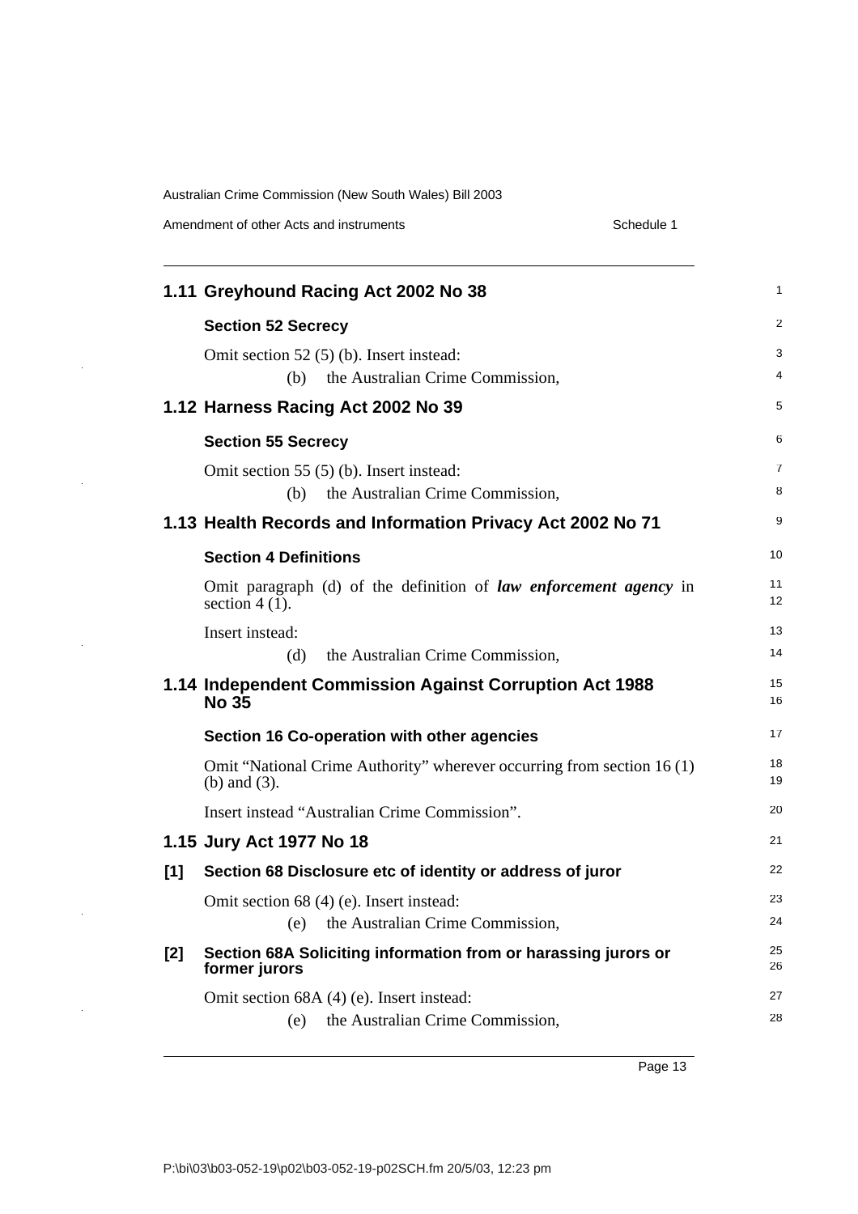## 1.11 Greyhound Racing Act 2002 No 38

### Section 52 Secrecy

Omit section 52 (5) (b). Insert instead:

(b) the Australian Crime Commission,

## 1.12 Harness Racing Act 2002 No 39

### Section 55 Secrecy

Omit section 55 (5) (b). Insert instead:

(b) the Australian Crime Commission,

## 1.13 Health Records and Information Privacy Act 2002 No 71

### Section 4 Definitions

Omit paragraph (d) of the definition of ***law enforcement agency*** in section 4 (1).

Insert instead:

(d) the Australian Crime Commission,

## 1.14 Independent Commission Against Corruption Act 1988 No 35

### Section 16 Co-operation with other agencies

Omit "National Crime Authority" wherever occurring from section 16 (1) (b) and (3).

Insert instead "Australian Crime Commission".

## 1.15 Jury Act 1977 No 18

### [1] Section 68 Disclosure etc of identity or address of juror

Omit section 68 (4) (e). Insert instead:

(e) the Australian Crime Commission,

### [2] Section 68A Soliciting information from or harassing jurors or former jurors

Omit section 68A (4) (e). Insert instead:

(e) the Australian Crime Commission,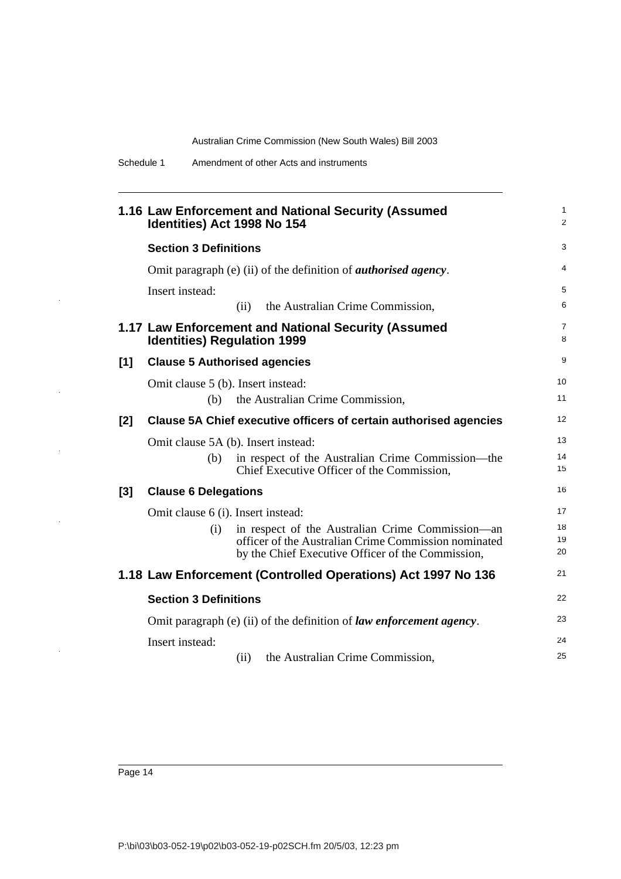## 1.16 Law Enforcement and National Security (Assumed Identities) Act 1998 No 154

### Section 3 Definitions

Omit paragraph (e) (ii) of the definition of ***authorised agency***.

Insert instead:

(ii) the Australian Crime Commission,

## 1.17 Law Enforcement and National Security (Assumed Identities) Regulation 1999

### [1] Clause 5 Authorised agencies

Omit clause 5 (b). Insert instead:

(b) the Australian Crime Commission,

### [2] Clause 5A Chief executive officers of certain authorised agencies

Omit clause 5A (b). Insert instead:

(b) in respect of the Australian Crime Commission—the Chief Executive Officer of the Commission,

### [3] Clause 6 Delegations

Omit clause 6 (i). Insert instead:

(i) in respect of the Australian Crime Commission—an officer of the Australian Crime Commission nominated by the Chief Executive Officer of the Commission,

## 1.18 Law Enforcement (Controlled Operations) Act 1997 No 136

### Section 3 Definitions

Omit paragraph (e) (ii) of the definition of ***law enforcement agency***.

Insert instead:

(ii) the Australian Crime Commission,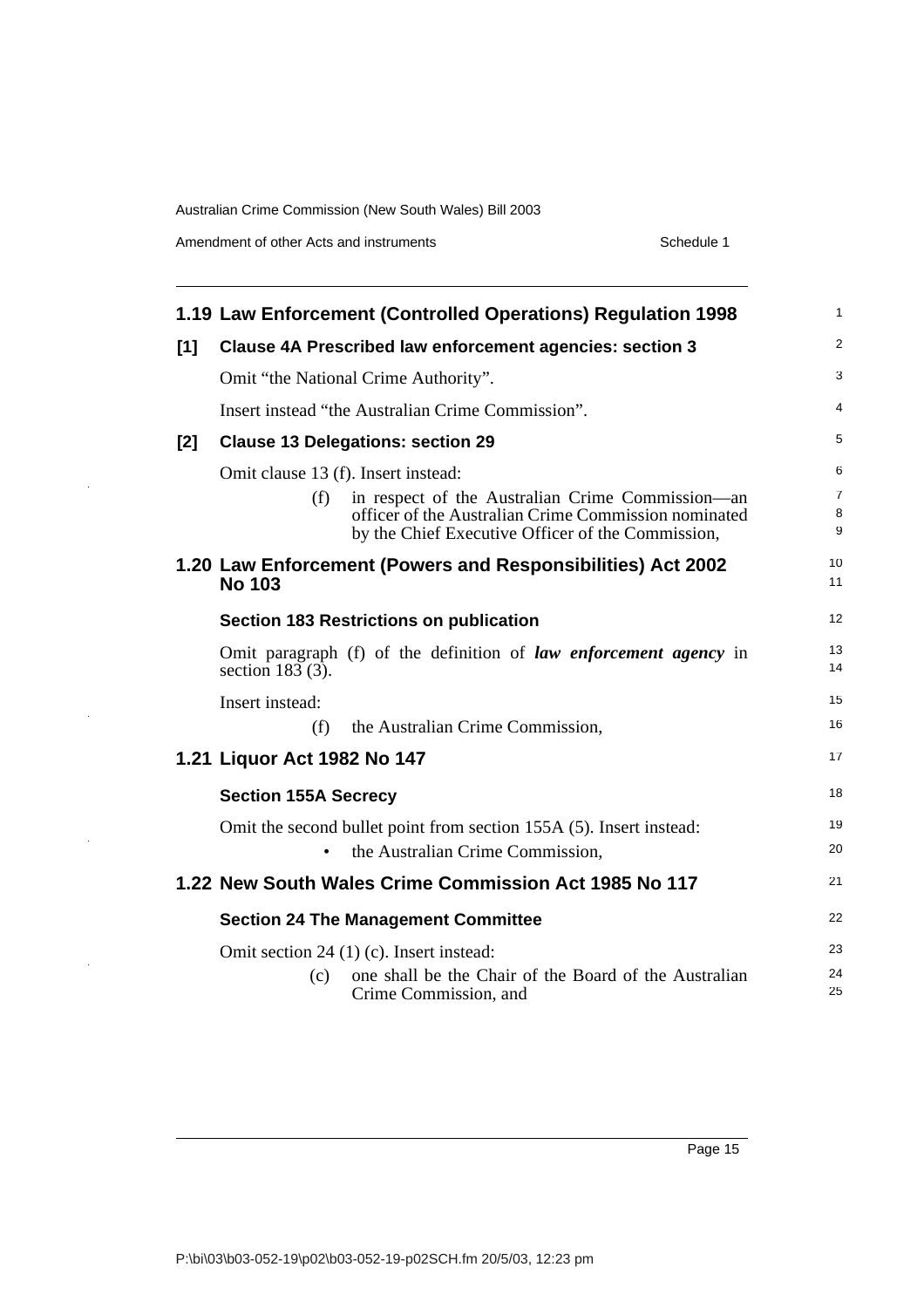## 1.19 Law Enforcement (Controlled Operations) Regulation 1998

### [1] Clause 4A Prescribed law enforcement agencies: section 3

Omit "the National Crime Authority".

Insert instead "the Australian Crime Commission".

### [2] Clause 13 Delegations: section 29

Omit clause 13 (f). Insert instead:

(f) in respect of the Australian Crime Commission—an officer of the Australian Crime Commission nominated by the Chief Executive Officer of the Commission,

## 1.20 Law Enforcement (Powers and Responsibilities) Act 2002 No 103

### Section 183 Restrictions on publication

Omit paragraph (f) of the definition of ***law enforcement agency*** in section 183 (3).

Insert instead:

(f) the Australian Crime Commission,

## 1.21 Liquor Act 1982 No 147

### Section 155A Secrecy

Omit the second bullet point from section 155A (5). Insert instead:

- the Australian Crime Commission,

## 1.22 New South Wales Crime Commission Act 1985 No 117

### Section 24 The Management Committee

Omit section 24 (1) (c). Insert instead:

(c) one shall be the Chair of the Board of the Australian Crime Commission, and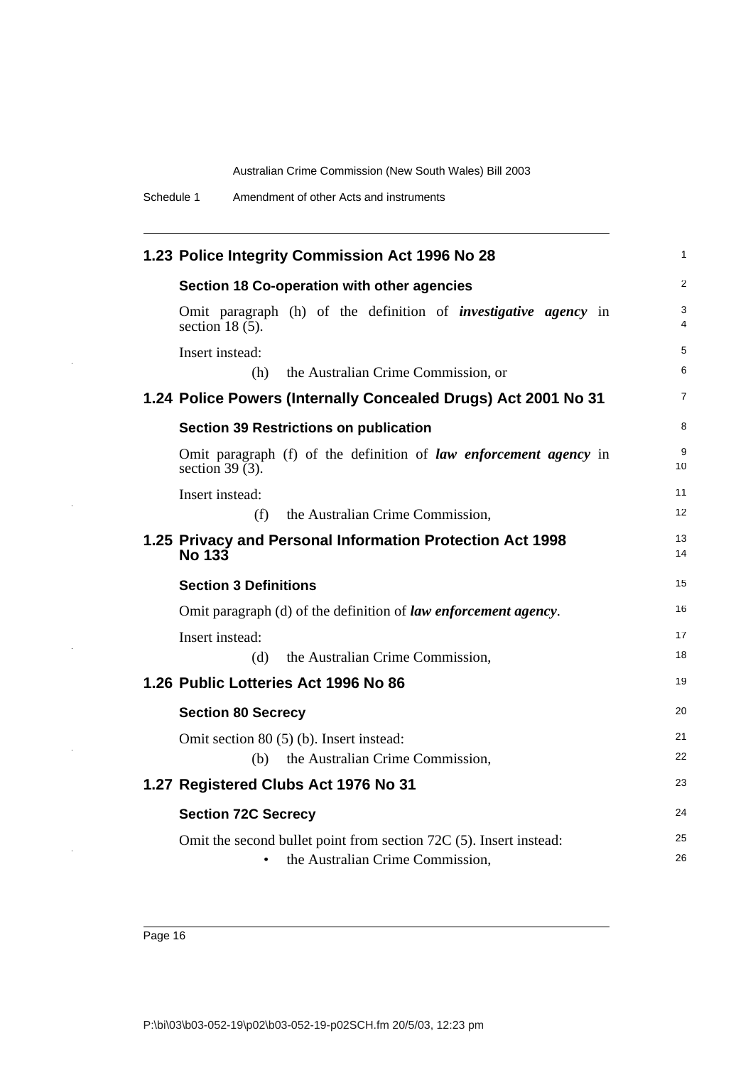## 1.23 Police Integrity Commission Act 1996 No 28

### Section 18 Co-operation with other agencies

Omit paragraph (h) of the definition of ***investigative agency*** in section 18 (5).

Insert instead:

(h) the Australian Crime Commission, or

## 1.24 Police Powers (Internally Concealed Drugs) Act 2001 No 31

### Section 39 Restrictions on publication

Omit paragraph (f) of the definition of ***law enforcement agency*** in section 39 (3).

Insert instead:

(f) the Australian Crime Commission,

## 1.25 Privacy and Personal Information Protection Act 1998 No 133

### Section 3 Definitions

Omit paragraph (d) of the definition of ***law enforcement agency***.

Insert instead:

(d) the Australian Crime Commission,

## 1.26 Public Lotteries Act 1996 No 86

### Section 80 Secrecy

Omit section 80 (5) (b). Insert instead:

(b) the Australian Crime Commission,

## 1.27 Registered Clubs Act 1976 No 31

### Section 72C Secrecy

Omit the second bullet point from section 72C (5). Insert instead:

- the Australian Crime Commission,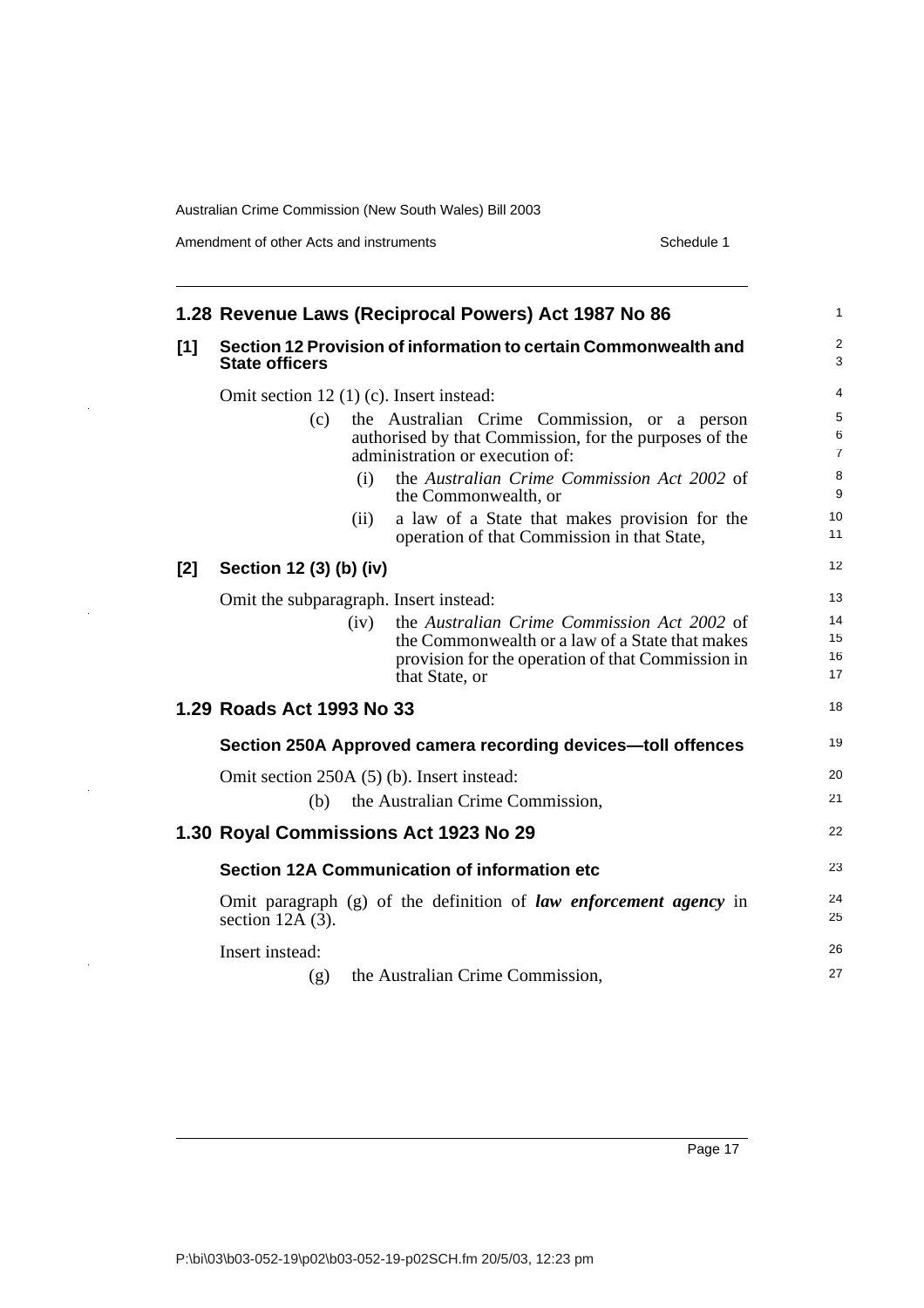## 1.28 Revenue Laws (Reciprocal Powers) Act 1987 No 86

**[1] Section 12 Provision of information to certain Commonwealth and State officers**

Omit section 12 (1) (c). Insert instead:

> (c) the Australian Crime Commission, or a person authorised by that Commission, for the purposes of the administration or execution of:
>
> (i) the *Australian Crime Commission Act 2002* of the Commonwealth, or
>
> (ii) a law of a State that makes provision for the operation of that Commission in that State,

**[2] Section 12 (3) (b) (iv)**

Omit the subparagraph. Insert instead:

> (iv) the *Australian Crime Commission Act 2002* of the Commonwealth or a law of a State that makes provision for the operation of that Commission in that State, or

## 1.29 Roads Act 1993 No 33

**Section 250A Approved camera recording devices—toll offences**

Omit section 250A (5) (b). Insert instead:

> (b) the Australian Crime Commission,

## 1.30 Royal Commissions Act 1923 No 29

**Section 12A Communication of information etc**

Omit paragraph (g) of the definition of ***law enforcement agency*** in section 12A (3).

Insert instead:

> (g) the Australian Crime Commission,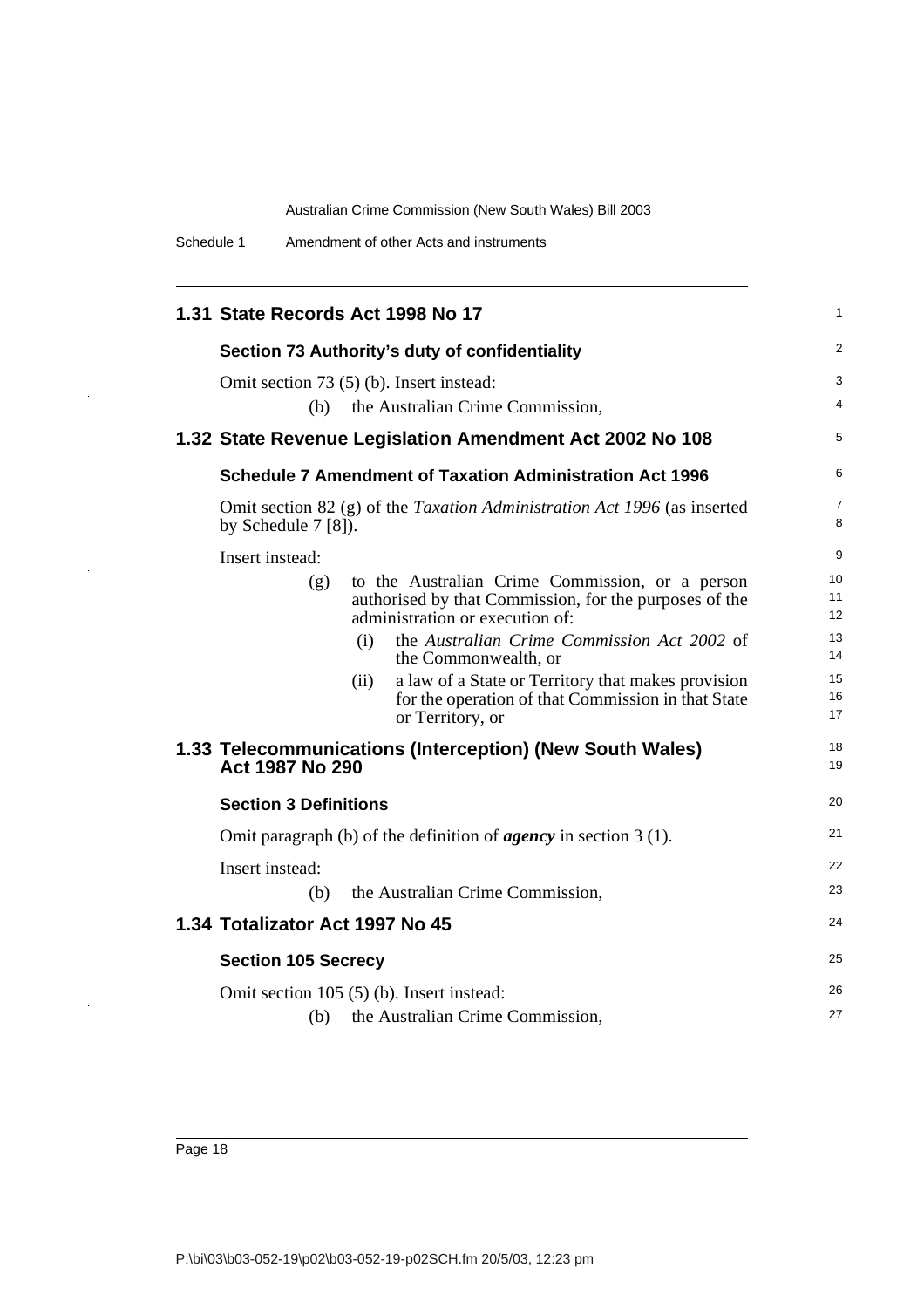## 1.31 State Records Act 1998 No 17

### Section 73 Authority's duty of confidentiality

Omit section 73 (5) (b). Insert instead:

(b) the Australian Crime Commission,

## 1.32 State Revenue Legislation Amendment Act 2002 No 108

### Schedule 7 Amendment of Taxation Administration Act 1996

Omit section 82 (g) of the *Taxation Administration Act 1996* (as inserted by Schedule 7 [8]).

Insert instead:

(g) to the Australian Crime Commission, or a person authorised by that Commission, for the purposes of the administration or execution of:

(i) the *Australian Crime Commission Act 2002* of the Commonwealth, or

(ii) a law of a State or Territory that makes provision for the operation of that Commission in that State or Territory, or

## 1.33 Telecommunications (Interception) (New South Wales) Act 1987 No 290

### Section 3 Definitions

Omit paragraph (b) of the definition of ***agency*** in section 3 (1).

Insert instead:

(b) the Australian Crime Commission,

## 1.34 Totalizator Act 1997 No 45

### Section 105 Secrecy

Omit section 105 (5) (b). Insert instead:

(b) the Australian Crime Commission,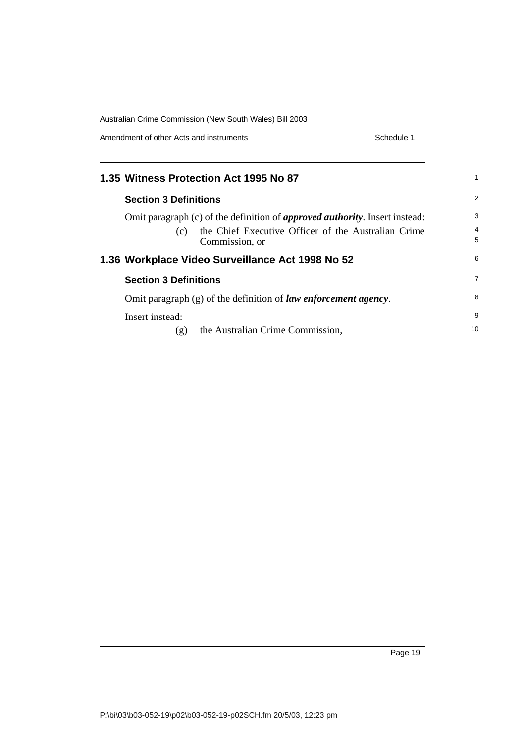## 1.35 Witness Protection Act 1995 No 87

### Section 3 Definitions

Omit paragraph (c) of the definition of ***approved authority***. Insert instead:

(c) the Chief Executive Officer of the Australian Crime Commission, or

## 1.36 Workplace Video Surveillance Act 1998 No 52

### Section 3 Definitions

Omit paragraph (g) of the definition of ***law enforcement agency***.

Insert instead:

(g) the Australian Crime Commission,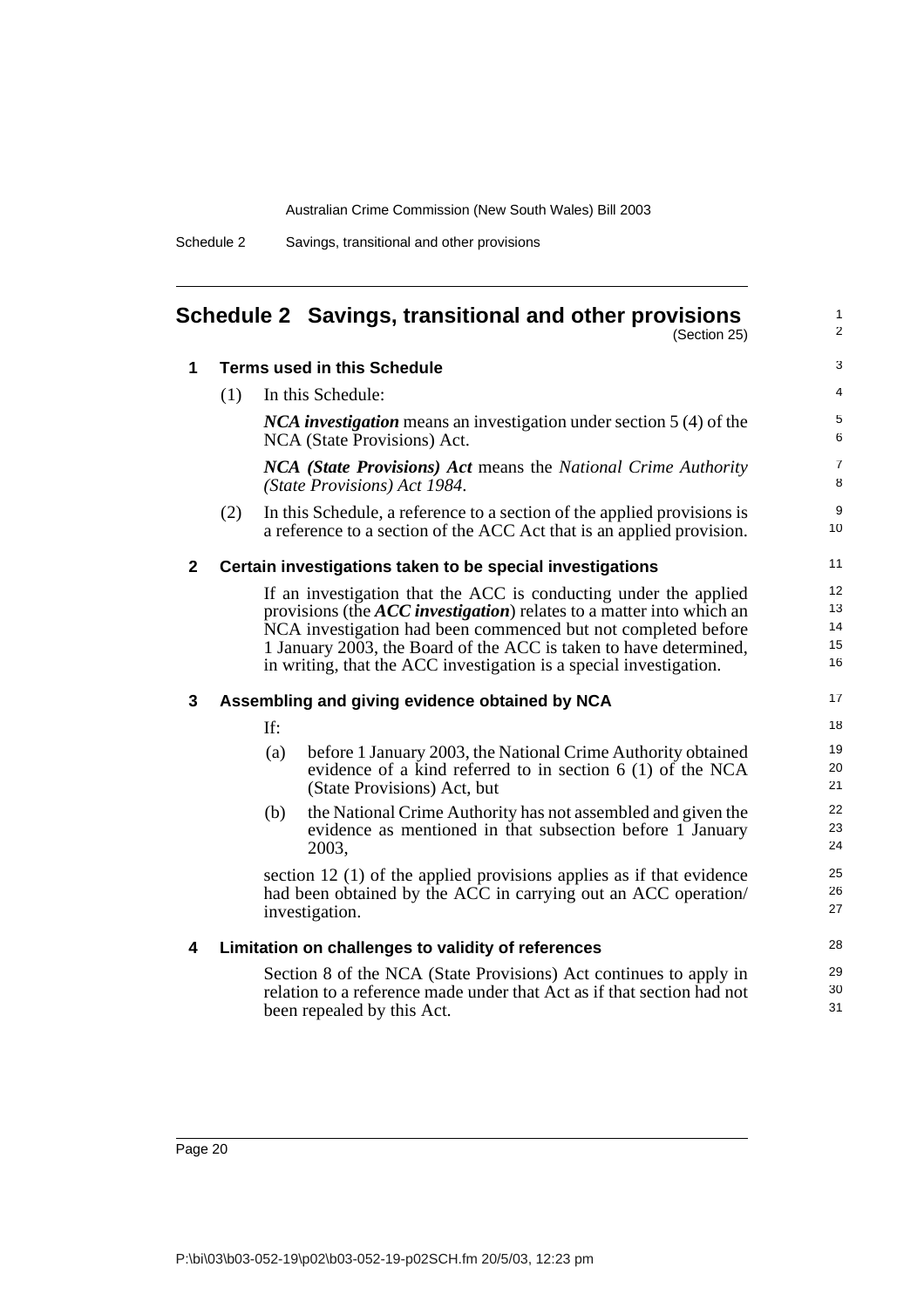# Schedule 2 Savings, transitional and other provisions

(Section 25)

## 1 Terms used in this Schedule

(1) In this Schedule:

***NCA investigation*** means an investigation under section 5 (4) of the NCA (State Provisions) Act.

***NCA (State Provisions) Act*** means the *National Crime Authority (State Provisions) Act 1984*.

(2) In this Schedule, a reference to a section of the applied provisions is a reference to a section of the ACC Act that is an applied provision.

## 2 Certain investigations taken to be special investigations

If an investigation that the ACC is conducting under the applied provisions (the ***ACC investigation***) relates to a matter into which an NCA investigation had been commenced but not completed before 1 January 2003, the Board of the ACC is taken to have determined, in writing, that the ACC investigation is a special investigation.

## 3 Assembling and giving evidence obtained by NCA

If:

(a) before 1 January 2003, the National Crime Authority obtained evidence of a kind referred to in section 6 (1) of the NCA (State Provisions) Act, but

(b) the National Crime Authority has not assembled and given the evidence as mentioned in that subsection before 1 January 2003,

section 12 (1) of the applied provisions applies as if that evidence had been obtained by the ACC in carrying out an ACC operation/investigation.

## 4 Limitation on challenges to validity of references

Section 8 of the NCA (State Provisions) Act continues to apply in relation to a reference made under that Act as if that section had not been repealed by this Act.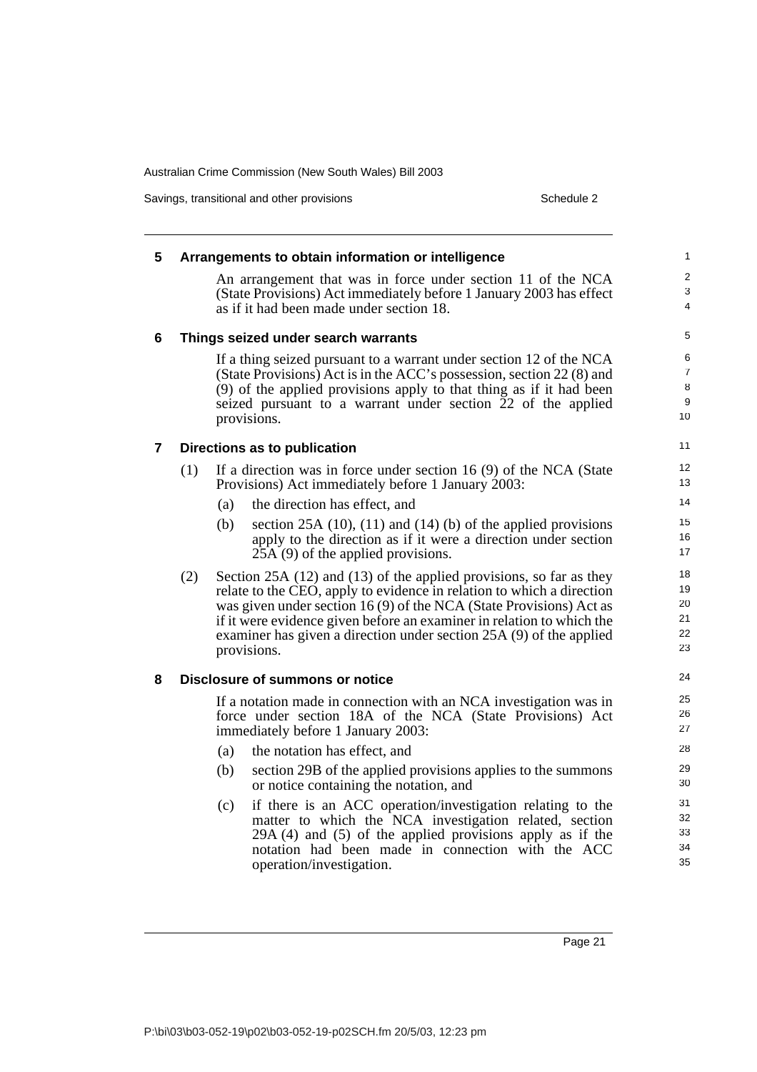### 5 Arrangements to obtain information or intelligence

An arrangement that was in force under section 11 of the NCA (State Provisions) Act immediately before 1 January 2003 has effect as if it had been made under section 18.

### 6 Things seized under search warrants

If a thing seized pursuant to a warrant under section 12 of the NCA (State Provisions) Act is in the ACC's possession, section 22 (8) and (9) of the applied provisions apply to that thing as if it had been seized pursuant to a warrant under section 22 of the applied provisions.

### 7 Directions as to publication

(1) If a direction was in force under section 16 (9) of the NCA (State Provisions) Act immediately before 1 January 2003:

- (a) the direction has effect, and
- (b) section 25A (10), (11) and (14) (b) of the applied provisions apply to the direction as if it were a direction under section 25A (9) of the applied provisions.

(2) Section 25A (12) and (13) of the applied provisions, so far as they relate to the CEO, apply to evidence in relation to which a direction was given under section 16 (9) of the NCA (State Provisions) Act as if it were evidence given before an examiner in relation to which the examiner has given a direction under section 25A (9) of the applied provisions.

### 8 Disclosure of summons or notice

If a notation made in connection with an NCA investigation was in force under section 18A of the NCA (State Provisions) Act immediately before 1 January 2003:

- (a) the notation has effect, and
- (b) section 29B of the applied provisions applies to the summons or notice containing the notation, and
- (c) if there is an ACC operation/investigation relating to the matter to which the NCA investigation related, section 29A (4) and (5) of the applied provisions apply as if the notation had been made in connection with the ACC operation/investigation.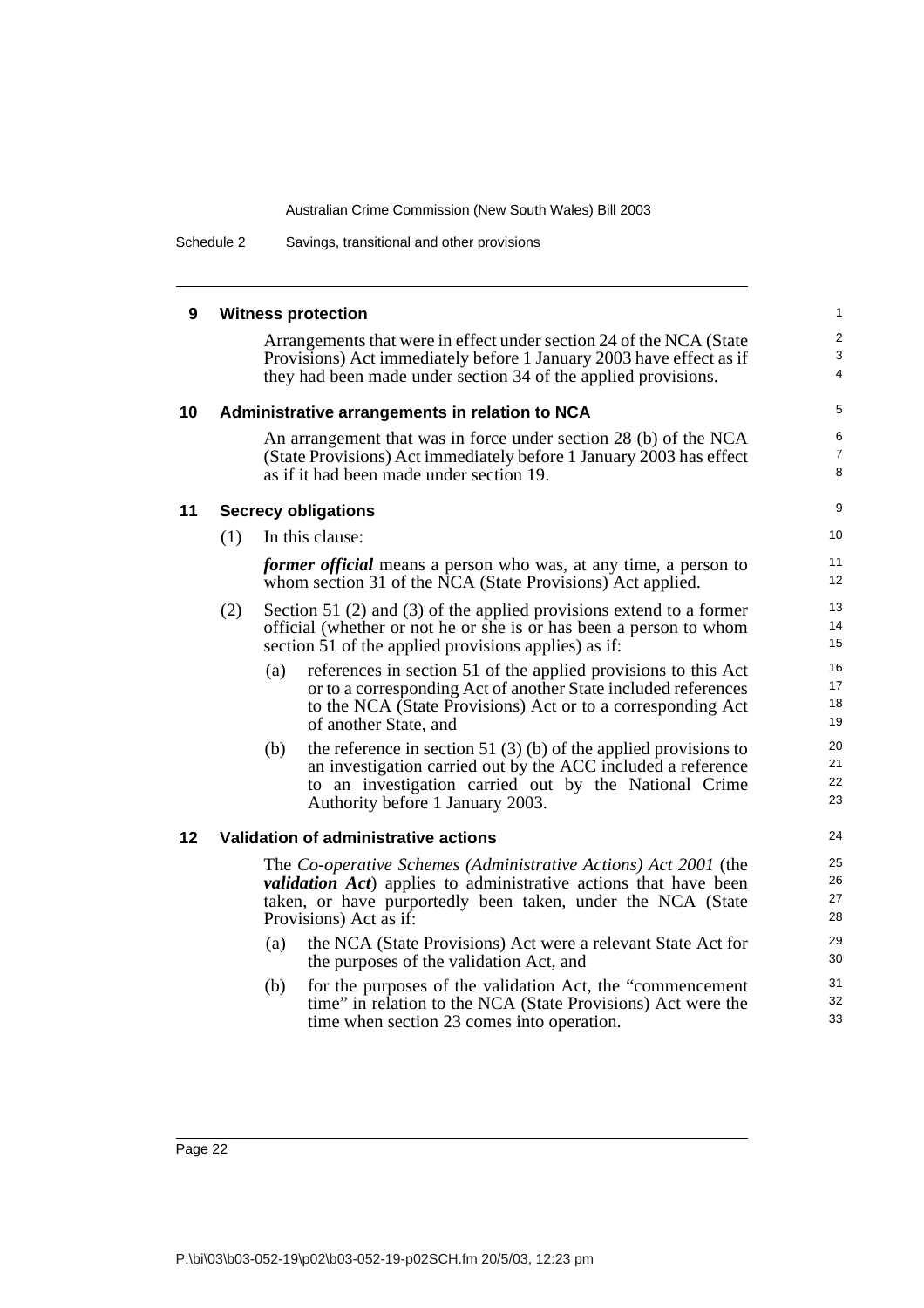## 9 Witness protection

Arrangements that were in effect under section 24 of the NCA (State Provisions) Act immediately before 1 January 2003 have effect as if they had been made under section 34 of the applied provisions.

## 10 Administrative arrangements in relation to NCA

An arrangement that was in force under section 28 (b) of the NCA (State Provisions) Act immediately before 1 January 2003 has effect as if it had been made under section 19.

## 11 Secrecy obligations

(1) In this clause:

***former official*** means a person who was, at any time, a person to whom section 31 of the NCA (State Provisions) Act applied.

(2) Section 51 (2) and (3) of the applied provisions extend to a former official (whether or not he or she is or has been a person to whom section 51 of the applied provisions applies) as if:

- (a) references in section 51 of the applied provisions to this Act or to a corresponding Act of another State included references to the NCA (State Provisions) Act or to a corresponding Act of another State, and
- (b) the reference in section 51 (3) (b) of the applied provisions to an investigation carried out by the ACC included a reference to an investigation carried out by the National Crime Authority before 1 January 2003.

## 12 Validation of administrative actions

The *Co-operative Schemes (Administrative Actions) Act 2001* (the ***validation Act***) applies to administrative actions that have been taken, or have purportedly been taken, under the NCA (State Provisions) Act as if:

- (a) the NCA (State Provisions) Act were a relevant State Act for the purposes of the validation Act, and
- (b) for the purposes of the validation Act, the "commencement time" in relation to the NCA (State Provisions) Act were the time when section 23 comes into operation.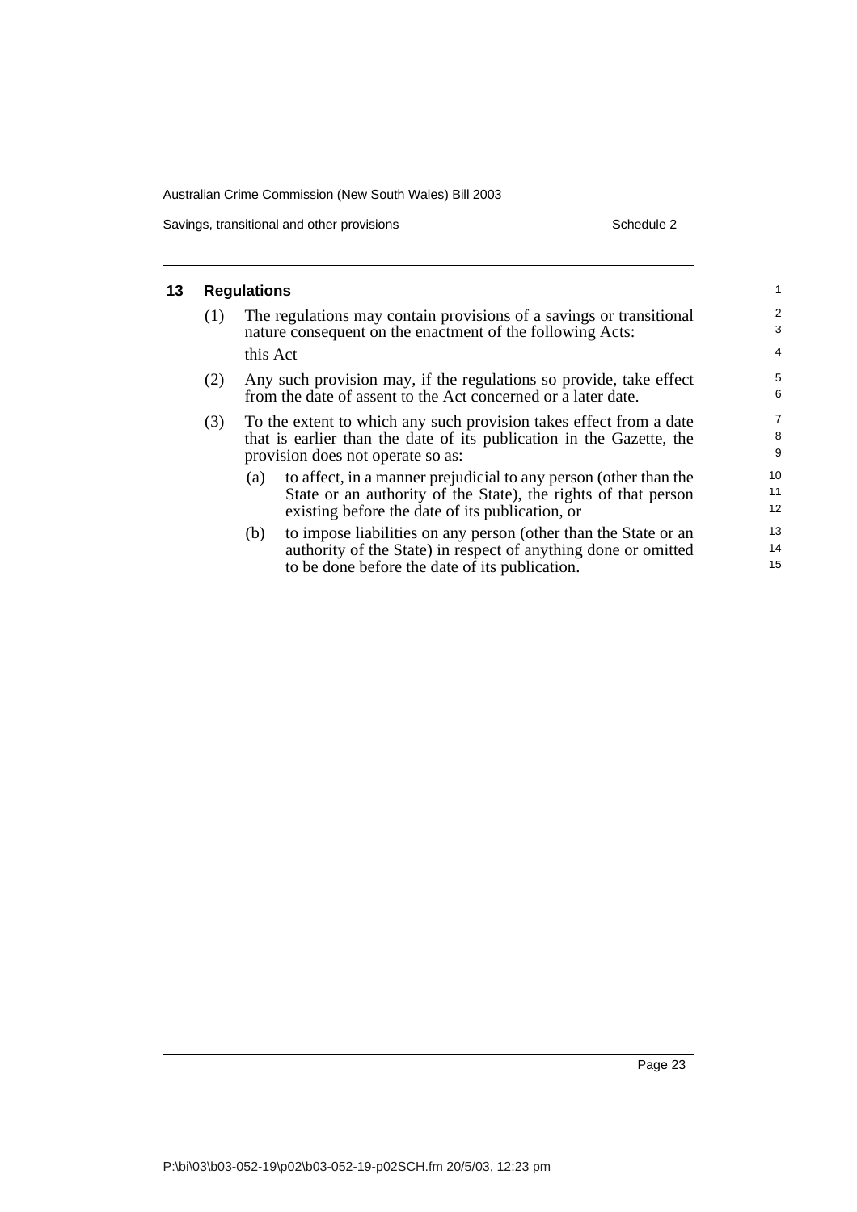## 13 Regulations

(1) The regulations may contain provisions of a savings or transitional nature consequent on the enactment of the following Acts:

this Act

(2) Any such provision may, if the regulations so provide, take effect from the date of assent to the Act concerned or a later date.

(3) To the extent to which any such provision takes effect from a date that is earlier than the date of its publication in the Gazette, the provision does not operate so as:

(a) to affect, in a manner prejudicial to any person (other than the State or an authority of the State), the rights of that person existing before the date of its publication, or

(b) to impose liabilities on any person (other than the State or an authority of the State) in respect of anything done or omitted to be done before the date of its publication.